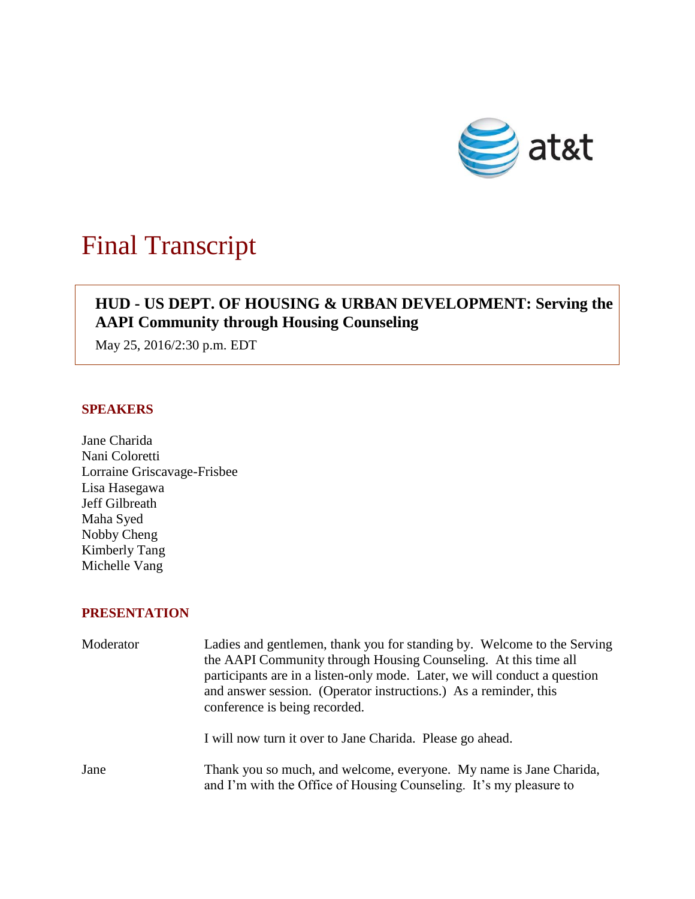# Final Transcript

**HUD - US DEPT. OF HOUSING & URBAN DEVELOPMENT: Serving the AAPI Community through Housing Counseling**

May 25, 2016/2:30 p.m. EDT

## SPEAKERS

Jane Charida
Nani Coloretti
Lorraine Griscavage-Frisbee
Lisa Hasegawa
Jeff Gilbreath
Maha Syed
Nobby Cheng
Kimberly Tang
Michelle Vang

## PRESENTATION

Moderator: Ladies and gentlemen, thank you for standing by. Welcome to the Serving the AAPI Community through Housing Counseling. At this time all participants are in a listen-only mode. Later, we will conduct a question and answer session. (Operator instructions.) As a reminder, this conference is being recorded.

I will now turn it over to Jane Charida. Please go ahead.

Jane: Thank you so much, and welcome, everyone. My name is Jane Charida, and I'm with the Office of Housing Counseling. It's my pleasure to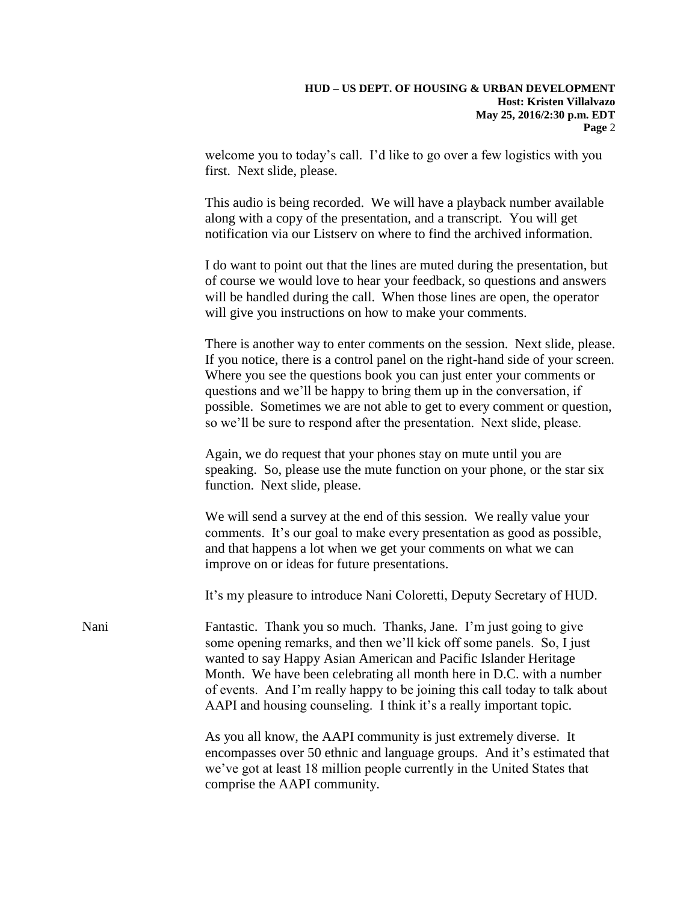welcome you to today's call. I'd like to go over a few logistics with you first. Next slide, please.

This audio is being recorded. We will have a playback number available along with a copy of the presentation, and a transcript. You will get notification via our Listserv on where to find the archived information.

I do want to point out that the lines are muted during the presentation, but of course we would love to hear your feedback, so questions and answers will be handled during the call. When those lines are open, the operator will give you instructions on how to make your comments.

There is another way to enter comments on the session. Next slide, please. If you notice, there is a control panel on the right-hand side of your screen. Where you see the questions book you can just enter your comments or questions and we'll be happy to bring them up in the conversation, if possible. Sometimes we are not able to get to every comment or question, so we'll be sure to respond after the presentation. Next slide, please.

Again, we do request that your phones stay on mute until you are speaking. So, please use the mute function on your phone, or the star six function. Next slide, please.

We will send a survey at the end of this session. We really value your comments. It's our goal to make every presentation as good as possible, and that happens a lot when we get your comments on what we can improve on or ideas for future presentations.

It's my pleasure to introduce Nani Coloretti, Deputy Secretary of HUD.

Nani: Fantastic. Thank you so much. Thanks, Jane. I'm just going to give some opening remarks, and then we'll kick off some panels. So, I just wanted to say Happy Asian American and Pacific Islander Heritage Month. We have been celebrating all month here in D.C. with a number of events. And I'm really happy to be joining this call today to talk about AAPI and housing counseling. I think it's a really important topic.

As you all know, the AAPI community is just extremely diverse. It encompasses over 50 ethnic and language groups. And it's estimated that we've got at least 18 million people currently in the United States that comprise the AAPI community.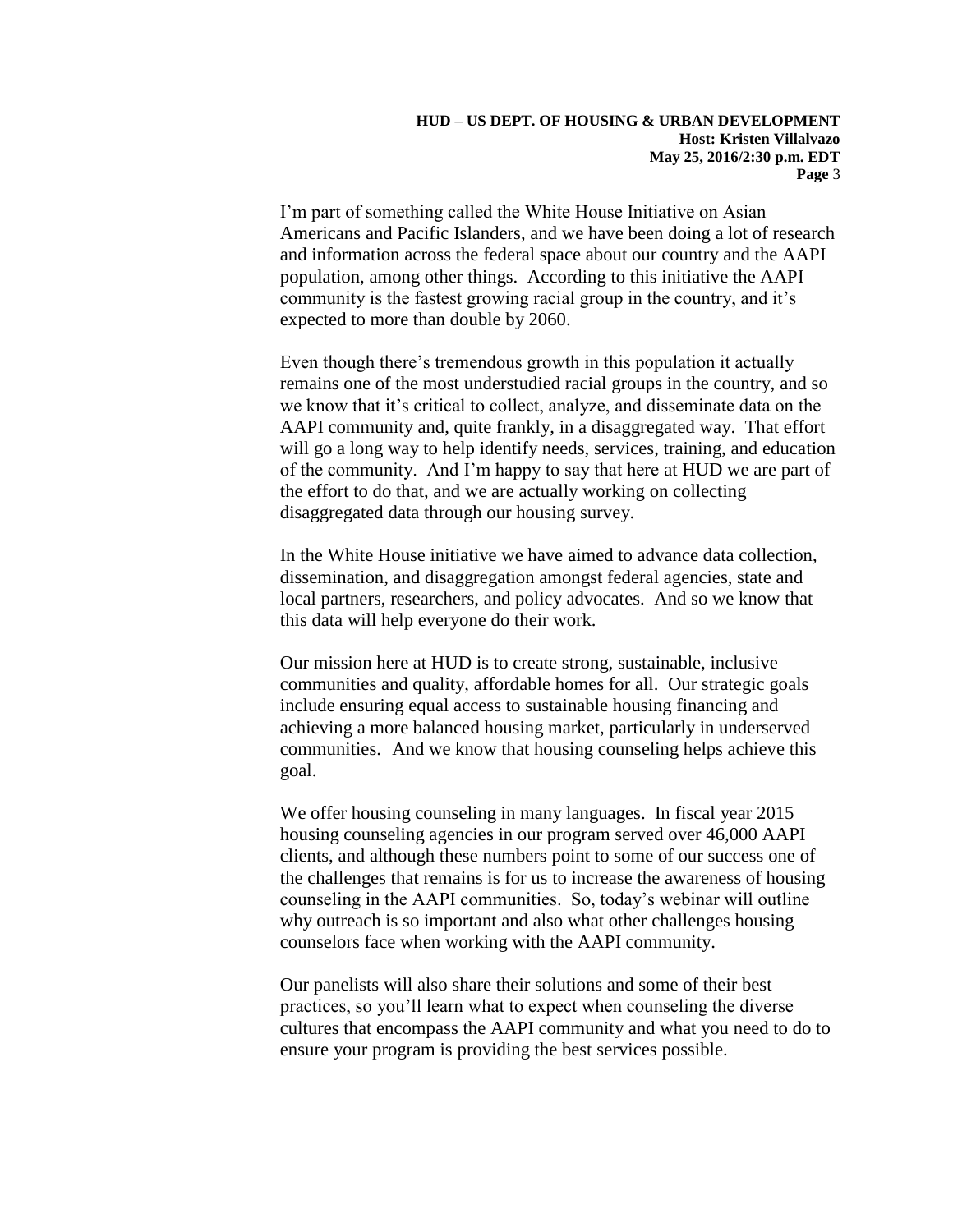I'm part of something called the White House Initiative on Asian Americans and Pacific Islanders, and we have been doing a lot of research and information across the federal space about our country and the AAPI population, among other things. According to this initiative the AAPI community is the fastest growing racial group in the country, and it's expected to more than double by 2060.

Even though there's tremendous growth in this population it actually remains one of the most understudied racial groups in the country, and so we know that it's critical to collect, analyze, and disseminate data on the AAPI community and, quite frankly, in a disaggregated way. That effort will go a long way to help identify needs, services, training, and education of the community. And I'm happy to say that here at HUD we are part of the effort to do that, and we are actually working on collecting disaggregated data through our housing survey.

In the White House initiative we have aimed to advance data collection, dissemination, and disaggregation amongst federal agencies, state and local partners, researchers, and policy advocates. And so we know that this data will help everyone do their work.

Our mission here at HUD is to create strong, sustainable, inclusive communities and quality, affordable homes for all. Our strategic goals include ensuring equal access to sustainable housing financing and achieving a more balanced housing market, particularly in underserved communities. And we know that housing counseling helps achieve this goal.

We offer housing counseling in many languages. In fiscal year 2015 housing counseling agencies in our program served over 46,000 AAPI clients, and although these numbers point to some of our success one of the challenges that remains is for us to increase the awareness of housing counseling in the AAPI communities. So, today's webinar will outline why outreach is so important and also what other challenges housing counselors face when working with the AAPI community.

Our panelists will also share their solutions and some of their best practices, so you'll learn what to expect when counseling the diverse cultures that encompass the AAPI community and what you need to do to ensure your program is providing the best services possible.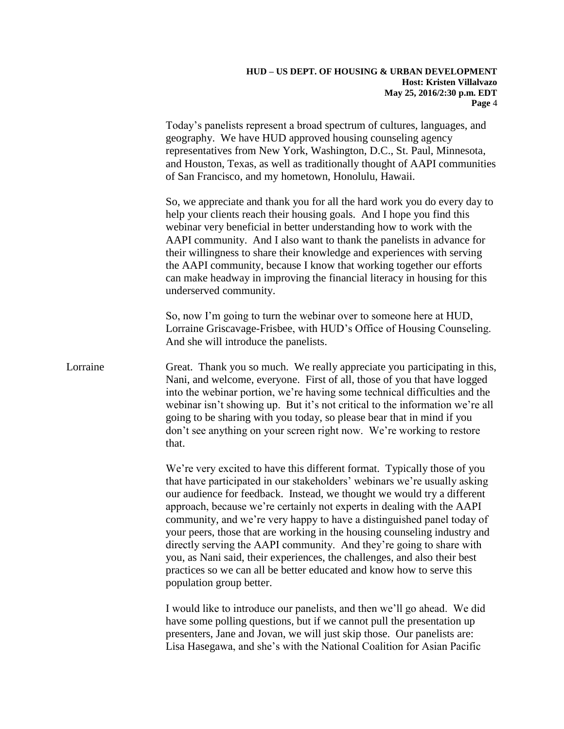Today's panelists represent a broad spectrum of cultures, languages, and geography. We have HUD approved housing counseling agency representatives from New York, Washington, D.C., St. Paul, Minnesota, and Houston, Texas, as well as traditionally thought of AAPI communities of San Francisco, and my hometown, Honolulu, Hawaii.

So, we appreciate and thank you for all the hard work you do every day to help your clients reach their housing goals. And I hope you find this webinar very beneficial in better understanding how to work with the AAPI community. And I also want to thank the panelists in advance for their willingness to share their knowledge and experiences with serving the AAPI community, because I know that working together our efforts can make headway in improving the financial literacy in housing for this underserved community.

So, now I'm going to turn the webinar over to someone here at HUD, Lorraine Griscavage-Frisbee, with HUD's Office of Housing Counseling. And she will introduce the panelists.

Lorraine: Great. Thank you so much. We really appreciate you participating in this, Nani, and welcome, everyone. First of all, those of you that have logged into the webinar portion, we're having some technical difficulties and the webinar isn't showing up. But it's not critical to the information we're all going to be sharing with you today, so please bear that in mind if you don't see anything on your screen right now. We're working to restore that.

We're very excited to have this different format. Typically those of you that have participated in our stakeholders' webinars we're usually asking our audience for feedback. Instead, we thought we would try a different approach, because we're certainly not experts in dealing with the AAPI community, and we're very happy to have a distinguished panel today of your peers, those that are working in the housing counseling industry and directly serving the AAPI community. And they're going to share with you, as Nani said, their experiences, the challenges, and also their best practices so we can all be better educated and know how to serve this population group better.

I would like to introduce our panelists, and then we'll go ahead. We did have some polling questions, but if we cannot pull the presentation up presenters, Jane and Jovan, we will just skip those. Our panelists are: Lisa Hasegawa, and she's with the National Coalition for Asian Pacific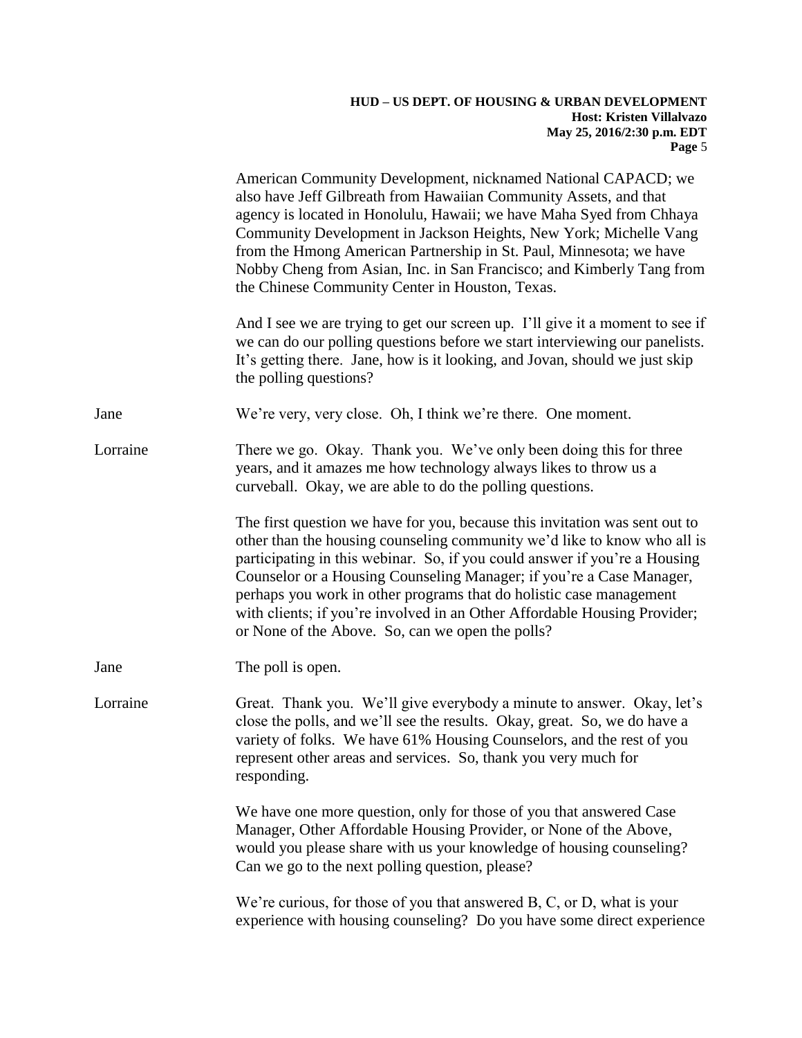American Community Development, nicknamed National CAPACD; we also have Jeff Gilbreath from Hawaiian Community Assets, and that agency is located in Honolulu, Hawaii; we have Maha Syed from Chhaya Community Development in Jackson Heights, New York; Michelle Vang from the Hmong American Partnership in St. Paul, Minnesota; we have Nobby Cheng from Asian, Inc. in San Francisco; and Kimberly Tang from the Chinese Community Center in Houston, Texas.

And I see we are trying to get our screen up. I'll give it a moment to see if we can do our polling questions before we start interviewing our panelists. It's getting there. Jane, how is it looking, and Jovan, should we just skip the polling questions?

**Jane:** We're very, very close. Oh, I think we're there. One moment.

**Lorraine:** There we go. Okay. Thank you. We've only been doing this for three years, and it amazes me how technology always likes to throw us a curveball. Okay, we are able to do the polling questions.

The first question we have for you, because this invitation was sent out to other than the housing counseling community we'd like to know who all is participating in this webinar. So, if you could answer if you're a Housing Counselor or a Housing Counseling Manager; if you're a Case Manager, perhaps you work in other programs that do holistic case management with clients; if you're involved in an Other Affordable Housing Provider; or None of the Above. So, can we open the polls?

**Jane:** The poll is open.

**Lorraine:** Great. Thank you. We'll give everybody a minute to answer. Okay, let's close the polls, and we'll see the results. Okay, great. So, we do have a variety of folks. We have 61% Housing Counselors, and the rest of you represent other areas and services. So, thank you very much for responding.

We have one more question, only for those of you that answered Case Manager, Other Affordable Housing Provider, or None of the Above, would you please share with us your knowledge of housing counseling? Can we go to the next polling question, please?

We're curious, for those of you that answered B, C, or D, what is your experience with housing counseling? Do you have some direct experience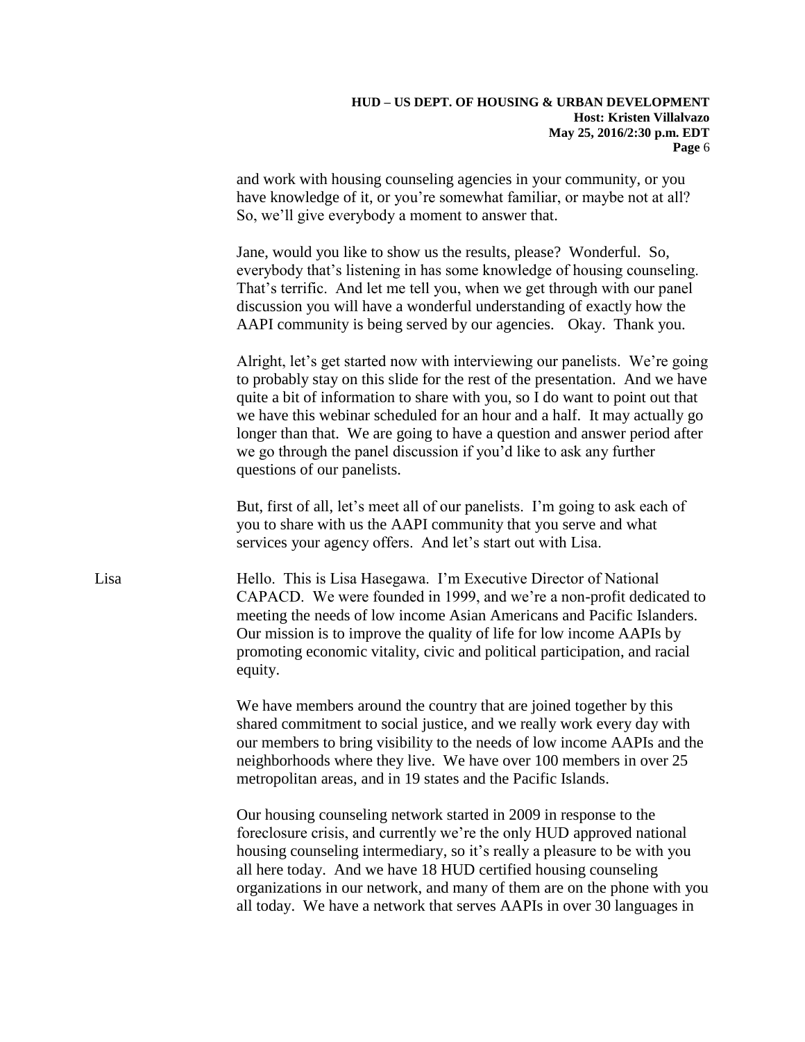and work with housing counseling agencies in your community, or you have knowledge of it, or you're somewhat familiar, or maybe not at all? So, we'll give everybody a moment to answer that.

Jane, would you like to show us the results, please? Wonderful. So, everybody that's listening in has some knowledge of housing counseling. That's terrific. And let me tell you, when we get through with our panel discussion you will have a wonderful understanding of exactly how the AAPI community is being served by our agencies. Okay. Thank you.

Alright, let's get started now with interviewing our panelists. We're going to probably stay on this slide for the rest of the presentation. And we have quite a bit of information to share with you, so I do want to point out that we have this webinar scheduled for an hour and a half. It may actually go longer than that. We are going to have a question and answer period after we go through the panel discussion if you'd like to ask any further questions of our panelists.

But, first of all, let's meet all of our panelists. I'm going to ask each of you to share with us the AAPI community that you serve and what services your agency offers. And let's start out with Lisa.

Lisa: Hello. This is Lisa Hasegawa. I'm Executive Director of National CAPACD. We were founded in 1999, and we're a non-profit dedicated to meeting the needs of low income Asian Americans and Pacific Islanders. Our mission is to improve the quality of life for low income AAPIs by promoting economic vitality, civic and political participation, and racial equity.

We have members around the country that are joined together by this shared commitment to social justice, and we really work every day with our members to bring visibility to the needs of low income AAPIs and the neighborhoods where they live. We have over 100 members in over 25 metropolitan areas, and in 19 states and the Pacific Islands.

Our housing counseling network started in 2009 in response to the foreclosure crisis, and currently we're the only HUD approved national housing counseling intermediary, so it's really a pleasure to be with you all here today. And we have 18 HUD certified housing counseling organizations in our network, and many of them are on the phone with you all today. We have a network that serves AAPIs in over 30 languages in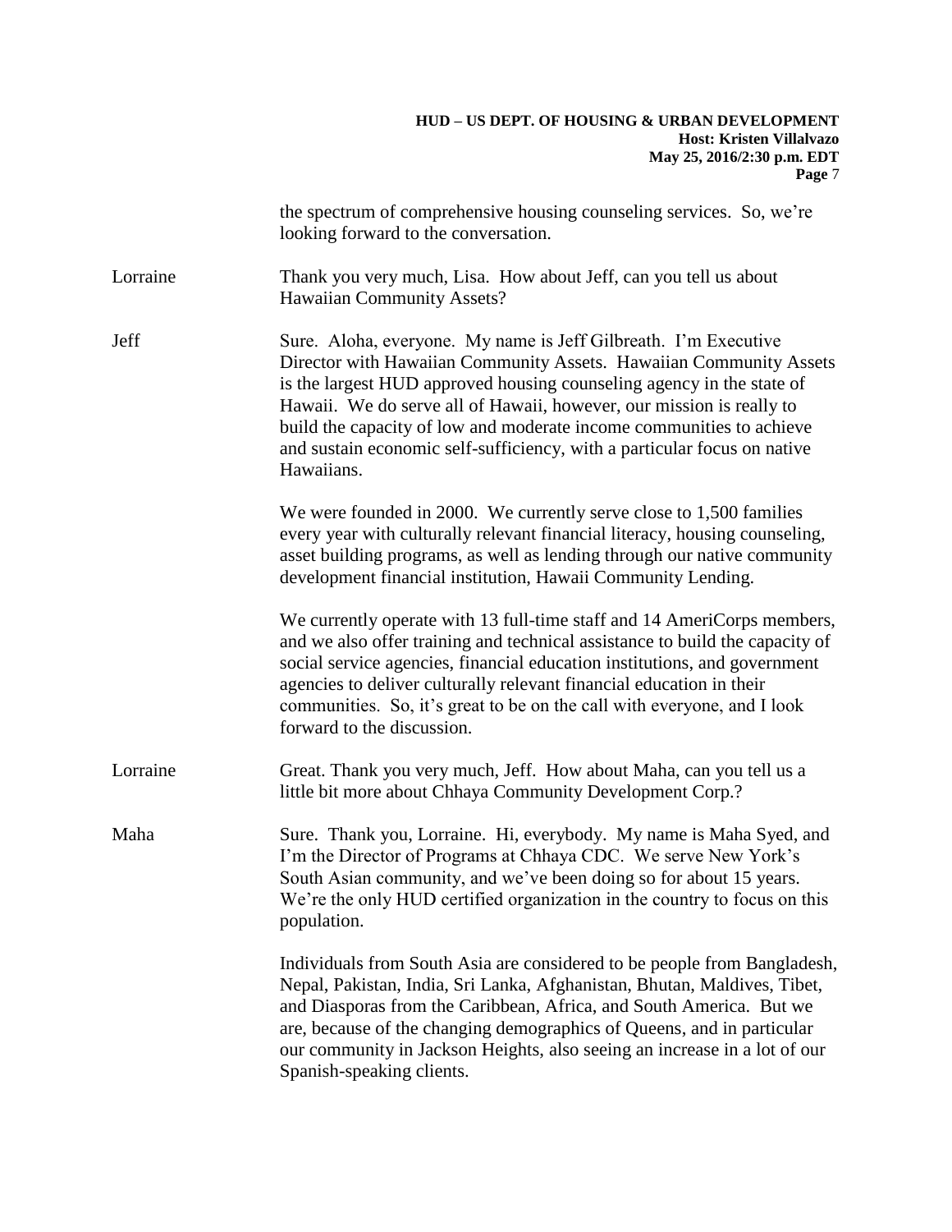the spectrum of comprehensive housing counseling services. So, we're looking forward to the conversation.

Lorraine: Thank you very much, Lisa. How about Jeff, can you tell us about Hawaiian Community Assets?

Jeff: Sure. Aloha, everyone. My name is Jeff Gilbreath. I'm Executive Director with Hawaiian Community Assets. Hawaiian Community Assets is the largest HUD approved housing counseling agency in the state of Hawaii. We do serve all of Hawaii, however, our mission is really to build the capacity of low and moderate income communities to achieve and sustain economic self-sufficiency, with a particular focus on native Hawaiians.

We were founded in 2000. We currently serve close to 1,500 families every year with culturally relevant financial literacy, housing counseling, asset building programs, as well as lending through our native community development financial institution, Hawaii Community Lending.

We currently operate with 13 full-time staff and 14 AmeriCorps members, and we also offer training and technical assistance to build the capacity of social service agencies, financial education institutions, and government agencies to deliver culturally relevant financial education in their communities. So, it's great to be on the call with everyone, and I look forward to the discussion.

Lorraine: Great. Thank you very much, Jeff. How about Maha, can you tell us a little bit more about Chhaya Community Development Corp.?

Maha: Sure. Thank you, Lorraine. Hi, everybody. My name is Maha Syed, and I'm the Director of Programs at Chhaya CDC. We serve New York's South Asian community, and we've been doing so for about 15 years. We're the only HUD certified organization in the country to focus on this population.

Individuals from South Asia are considered to be people from Bangladesh, Nepal, Pakistan, India, Sri Lanka, Afghanistan, Bhutan, Maldives, Tibet, and Diasporas from the Caribbean, Africa, and South America. But we are, because of the changing demographics of Queens, and in particular our community in Jackson Heights, also seeing an increase in a lot of our Spanish-speaking clients.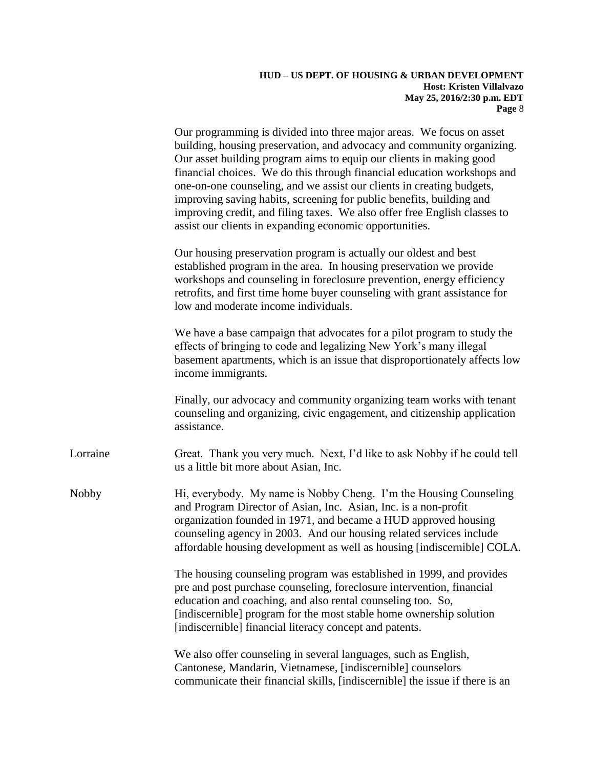Our programming is divided into three major areas. We focus on asset building, housing preservation, and advocacy and community organizing. Our asset building program aims to equip our clients in making good financial choices. We do this through financial education workshops and one-on-one counseling, and we assist our clients in creating budgets, improving saving habits, screening for public benefits, building and improving credit, and filing taxes. We also offer free English classes to assist our clients in expanding economic opportunities.

Our housing preservation program is actually our oldest and best established program in the area. In housing preservation we provide workshops and counseling in foreclosure prevention, energy efficiency retrofits, and first time home buyer counseling with grant assistance for low and moderate income individuals.

We have a base campaign that advocates for a pilot program to study the effects of bringing to code and legalizing New York's many illegal basement apartments, which is an issue that disproportionately affects low income immigrants.

Finally, our advocacy and community organizing team works with tenant counseling and organizing, civic engagement, and citizenship application assistance.

Lorraine: Great. Thank you very much. Next, I'd like to ask Nobby if he could tell us a little bit more about Asian, Inc.

Nobby: Hi, everybody. My name is Nobby Cheng. I'm the Housing Counseling and Program Director of Asian, Inc. Asian, Inc. is a non-profit organization founded in 1971, and became a HUD approved housing counseling agency in 2003. And our housing related services include affordable housing development as well as housing [indiscernible] COLA.

The housing counseling program was established in 1999, and provides pre and post purchase counseling, foreclosure intervention, financial education and coaching, and also rental counseling too. So, [indiscernible] program for the most stable home ownership solution [indiscernible] financial literacy concept and patents.

We also offer counseling in several languages, such as English, Cantonese, Mandarin, Vietnamese, [indiscernible] counselors communicate their financial skills, [indiscernible] the issue if there is an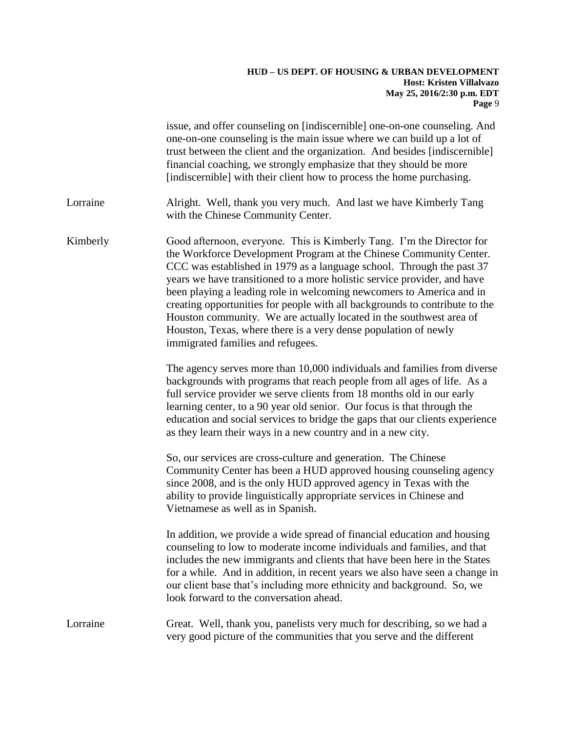issue, and offer counseling on [indiscernible] one-on-one counseling. And one-on-one counseling is the main issue where we can build up a lot of trust between the client and the organization. And besides [indiscernible] financial coaching, we strongly emphasize that they should be more [indiscernible] with their client how to process the home purchasing.

Lorraine Alright. Well, thank you very much. And last we have Kimberly Tang with the Chinese Community Center.

Kimberly Good afternoon, everyone. This is Kimberly Tang. I'm the Director for the Workforce Development Program at the Chinese Community Center. CCC was established in 1979 as a language school. Through the past 37 years we have transitioned to a more holistic service provider, and have been playing a leading role in welcoming newcomers to America and in creating opportunities for people with all backgrounds to contribute to the Houston community. We are actually located in the southwest area of Houston, Texas, where there is a very dense population of newly immigrated families and refugees.

The agency serves more than 10,000 individuals and families from diverse backgrounds with programs that reach people from all ages of life. As a full service provider we serve clients from 18 months old in our early learning center, to a 90 year old senior. Our focus is that through the education and social services to bridge the gaps that our clients experience as they learn their ways in a new country and in a new city.

So, our services are cross-culture and generation. The Chinese Community Center has been a HUD approved housing counseling agency since 2008, and is the only HUD approved agency in Texas with the ability to provide linguistically appropriate services in Chinese and Vietnamese as well as in Spanish.

In addition, we provide a wide spread of financial education and housing counseling to low to moderate income individuals and families, and that includes the new immigrants and clients that have been here in the States for a while. And in addition, in recent years we also have seen a change in our client base that's including more ethnicity and background. So, we look forward to the conversation ahead.

Lorraine Great. Well, thank you, panelists very much for describing, so we had a very good picture of the communities that you serve and the different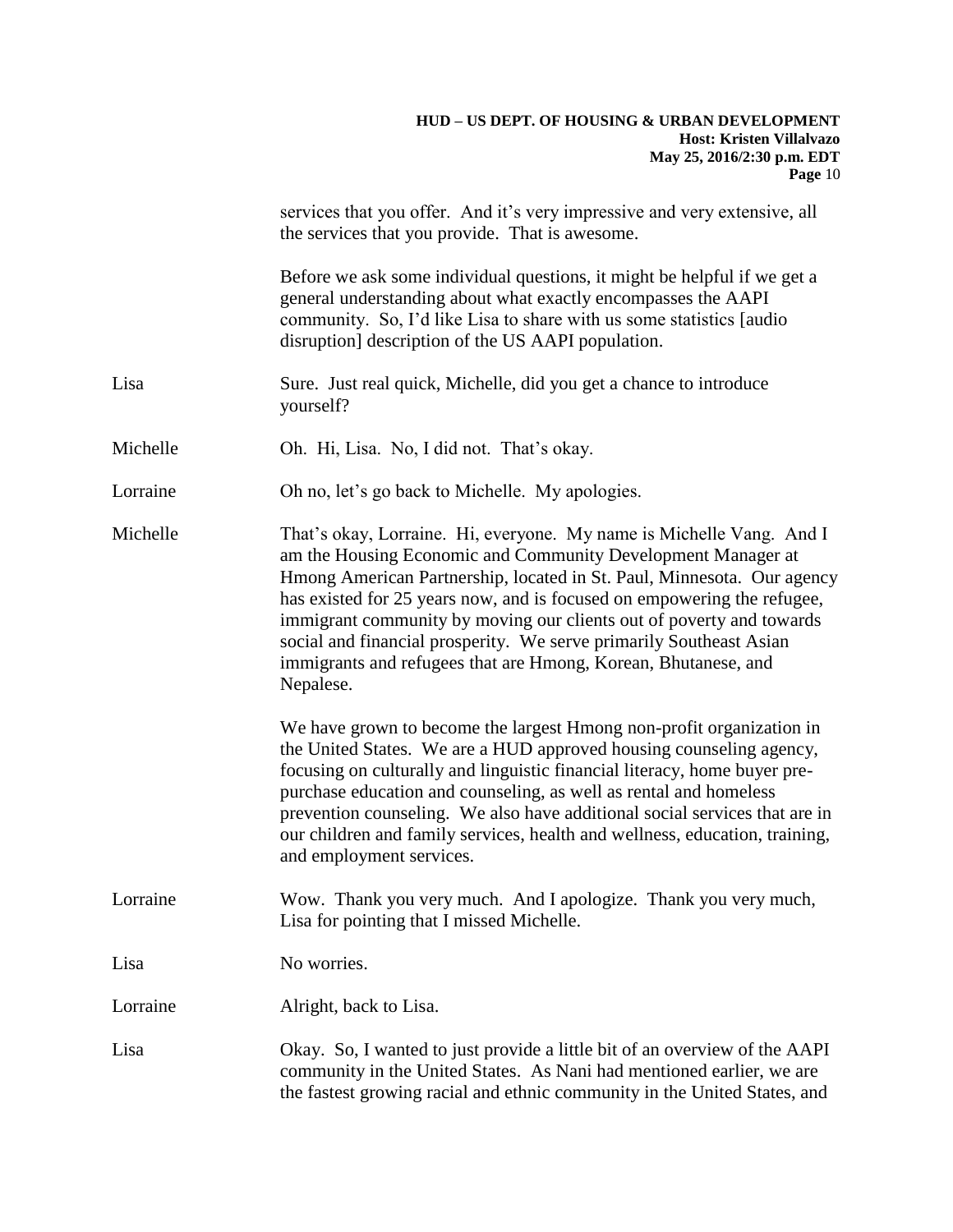services that you offer. And it's very impressive and very extensive, all the services that you provide. That is awesome.

Before we ask some individual questions, it might be helpful if we get a general understanding about what exactly encompasses the AAPI community. So, I'd like Lisa to share with us some statistics [audio disruption] description of the US AAPI population.

Lisa Sure. Just real quick, Michelle, did you get a chance to introduce yourself?

Michelle Oh. Hi, Lisa. No, I did not. That's okay.

Lorraine Oh no, let's go back to Michelle. My apologies.

Michelle That's okay, Lorraine. Hi, everyone. My name is Michelle Vang. And I am the Housing Economic and Community Development Manager at Hmong American Partnership, located in St. Paul, Minnesota. Our agency has existed for 25 years now, and is focused on empowering the refugee, immigrant community by moving our clients out of poverty and towards social and financial prosperity. We serve primarily Southeast Asian immigrants and refugees that are Hmong, Korean, Bhutanese, and Nepalese.

We have grown to become the largest Hmong non-profit organization in the United States. We are a HUD approved housing counseling agency, focusing on culturally and linguistic financial literacy, home buyer pre-purchase education and counseling, as well as rental and homeless prevention counseling. We also have additional social services that are in our children and family services, health and wellness, education, training, and employment services.

Lorraine Wow. Thank you very much. And I apologize. Thank you very much, Lisa for pointing that I missed Michelle.

Lisa No worries.

Lorraine Alright, back to Lisa.

Lisa Okay. So, I wanted to just provide a little bit of an overview of the AAPI community in the United States. As Nani had mentioned earlier, we are the fastest growing racial and ethnic community in the United States, and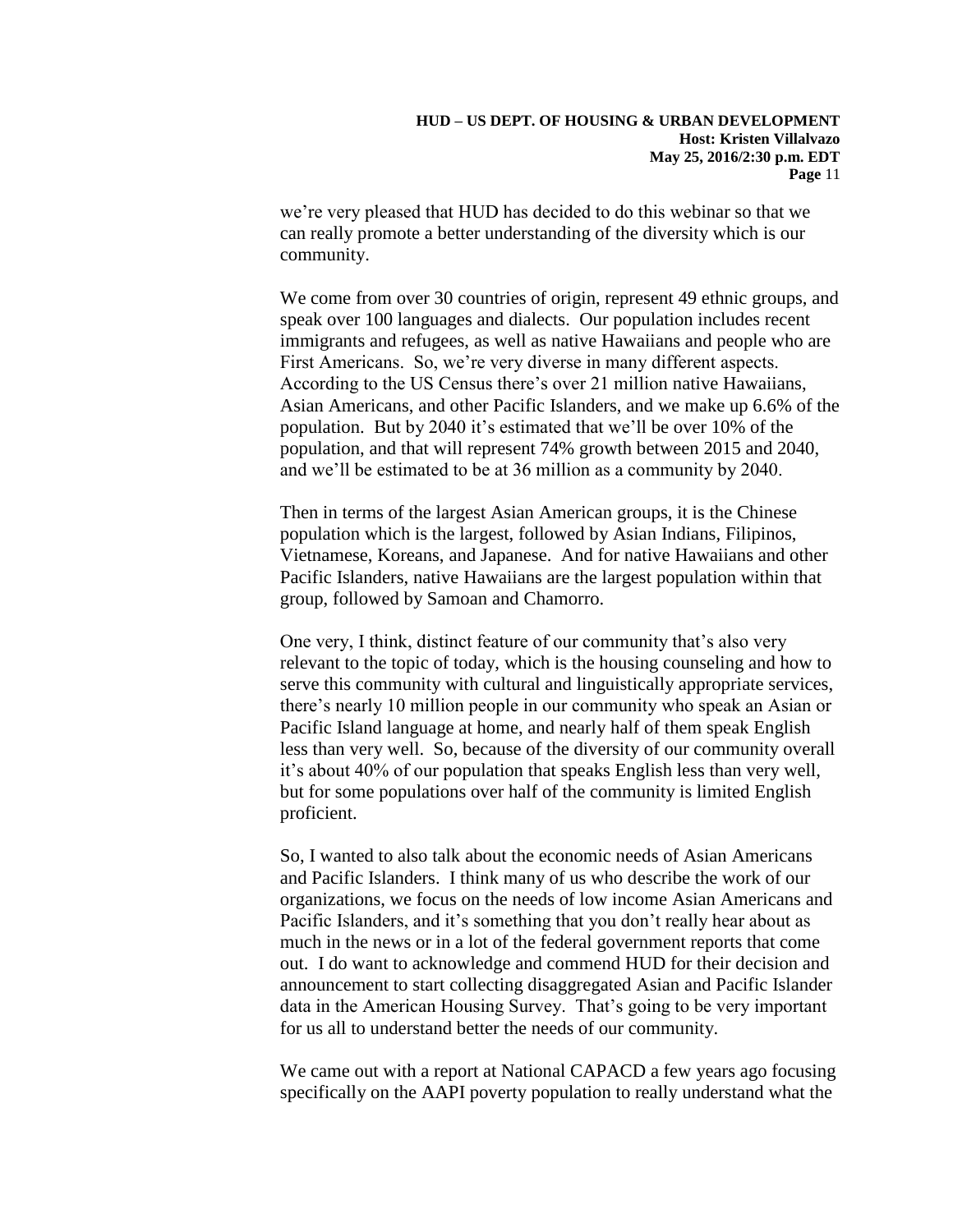we're very pleased that HUD has decided to do this webinar so that we can really promote a better understanding of the diversity which is our community.

We come from over 30 countries of origin, represent 49 ethnic groups, and speak over 100 languages and dialects. Our population includes recent immigrants and refugees, as well as native Hawaiians and people who are First Americans. So, we're very diverse in many different aspects. According to the US Census there's over 21 million native Hawaiians, Asian Americans, and other Pacific Islanders, and we make up 6.6% of the population. But by 2040 it's estimated that we'll be over 10% of the population, and that will represent 74% growth between 2015 and 2040, and we'll be estimated to be at 36 million as a community by 2040.

Then in terms of the largest Asian American groups, it is the Chinese population which is the largest, followed by Asian Indians, Filipinos, Vietnamese, Koreans, and Japanese. And for native Hawaiians and other Pacific Islanders, native Hawaiians are the largest population within that group, followed by Samoan and Chamorro.

One very, I think, distinct feature of our community that's also very relevant to the topic of today, which is the housing counseling and how to serve this community with cultural and linguistically appropriate services, there's nearly 10 million people in our community who speak an Asian or Pacific Island language at home, and nearly half of them speak English less than very well. So, because of the diversity of our community overall it's about 40% of our population that speaks English less than very well, but for some populations over half of the community is limited English proficient.

So, I wanted to also talk about the economic needs of Asian Americans and Pacific Islanders. I think many of us who describe the work of our organizations, we focus on the needs of low income Asian Americans and Pacific Islanders, and it's something that you don't really hear about as much in the news or in a lot of the federal government reports that come out. I do want to acknowledge and commend HUD for their decision and announcement to start collecting disaggregated Asian and Pacific Islander data in the American Housing Survey. That's going to be very important for us all to understand better the needs of our community.

We came out with a report at National CAPACD a few years ago focusing specifically on the AAPI poverty population to really understand what the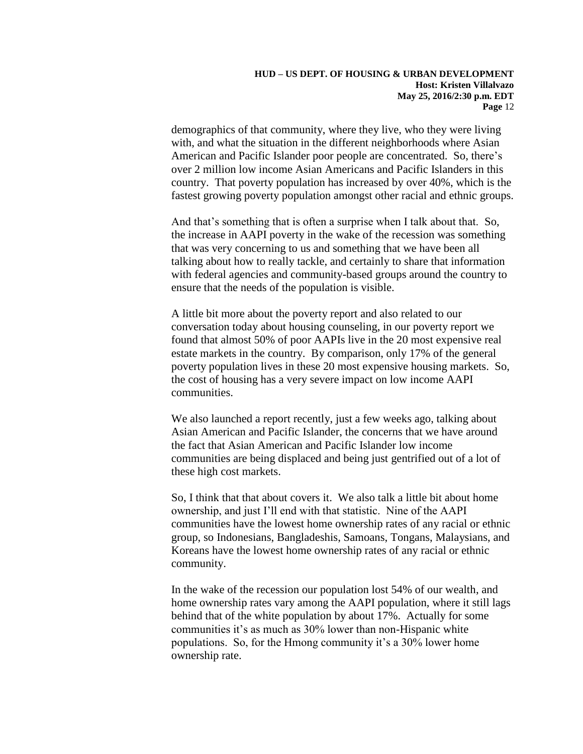demographics of that community, where they live, who they were living with, and what the situation in the different neighborhoods where Asian American and Pacific Islander poor people are concentrated. So, there's over 2 million low income Asian Americans and Pacific Islanders in this country. That poverty population has increased by over 40%, which is the fastest growing poverty population amongst other racial and ethnic groups.

And that's something that is often a surprise when I talk about that. So, the increase in AAPI poverty in the wake of the recession was something that was very concerning to us and something that we have been all talking about how to really tackle, and certainly to share that information with federal agencies and community-based groups around the country to ensure that the needs of the population is visible.

A little bit more about the poverty report and also related to our conversation today about housing counseling, in our poverty report we found that almost 50% of poor AAPIs live in the 20 most expensive real estate markets in the country. By comparison, only 17% of the general poverty population lives in these 20 most expensive housing markets. So, the cost of housing has a very severe impact on low income AAPI communities.

We also launched a report recently, just a few weeks ago, talking about Asian American and Pacific Islander, the concerns that we have around the fact that Asian American and Pacific Islander low income communities are being displaced and being just gentrified out of a lot of these high cost markets.

So, I think that that about covers it. We also talk a little bit about home ownership, and just I'll end with that statistic. Nine of the AAPI communities have the lowest home ownership rates of any racial or ethnic group, so Indonesians, Bangladeshis, Samoans, Tongans, Malaysians, and Koreans have the lowest home ownership rates of any racial or ethnic community.

In the wake of the recession our population lost 54% of our wealth, and home ownership rates vary among the AAPI population, where it still lags behind that of the white population by about 17%. Actually for some communities it's as much as 30% lower than non-Hispanic white populations. So, for the Hmong community it's a 30% lower home ownership rate.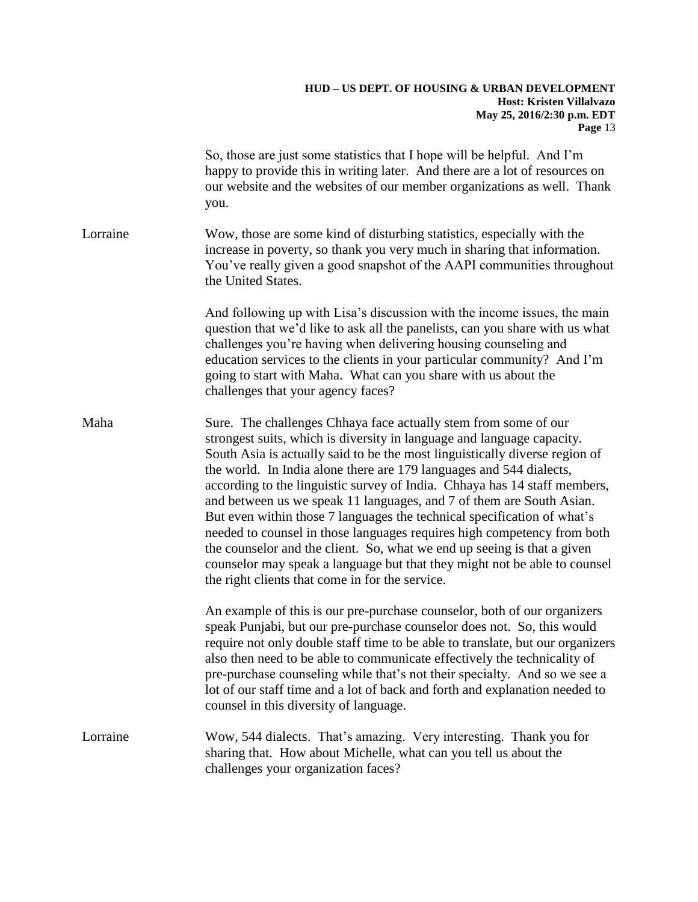So, those are just some statistics that I hope will be helpful. And I'm happy to provide this in writing later. And there are a lot of resources on our website and the websites of our member organizations as well. Thank you.

**Lorraine** Wow, those are some kind of disturbing statistics, especially with the increase in poverty, so thank you very much in sharing that information. You've really given a good snapshot of the AAPI communities throughout the United States.

And following up with Lisa's discussion with the income issues, the main question that we'd like to ask all the panelists, can you share with us what challenges you're having when delivering housing counseling and education services to the clients in your particular community? And I'm going to start with Maha. What can you share with us about the challenges that your agency faces?

**Maha** Sure. The challenges Chhaya face actually stem from some of our strongest suits, which is diversity in language and language capacity. South Asia is actually said to be the most linguistically diverse region of the world. In India alone there are 179 languages and 544 dialects, according to the linguistic survey of India. Chhaya has 14 staff members, and between us we speak 11 languages, and 7 of them are South Asian. But even within those 7 languages the technical specification of what's needed to counsel in those languages requires high competency from both the counselor and the client. So, what we end up seeing is that a given counselor may speak a language but that they might not be able to counsel the right clients that come in for the service.

An example of this is our pre-purchase counselor, both of our organizers speak Punjabi, but our pre-purchase counselor does not. So, this would require not only double staff time to be able to translate, but our organizers also then need to be able to communicate effectively the technicality of pre-purchase counseling while that's not their specialty. And so we see a lot of our staff time and a lot of back and forth and explanation needed to counsel in this diversity of language.

**Lorraine** Wow, 544 dialects. That's amazing. Very interesting. Thank you for sharing that. How about Michelle, what can you tell us about the challenges your organization faces?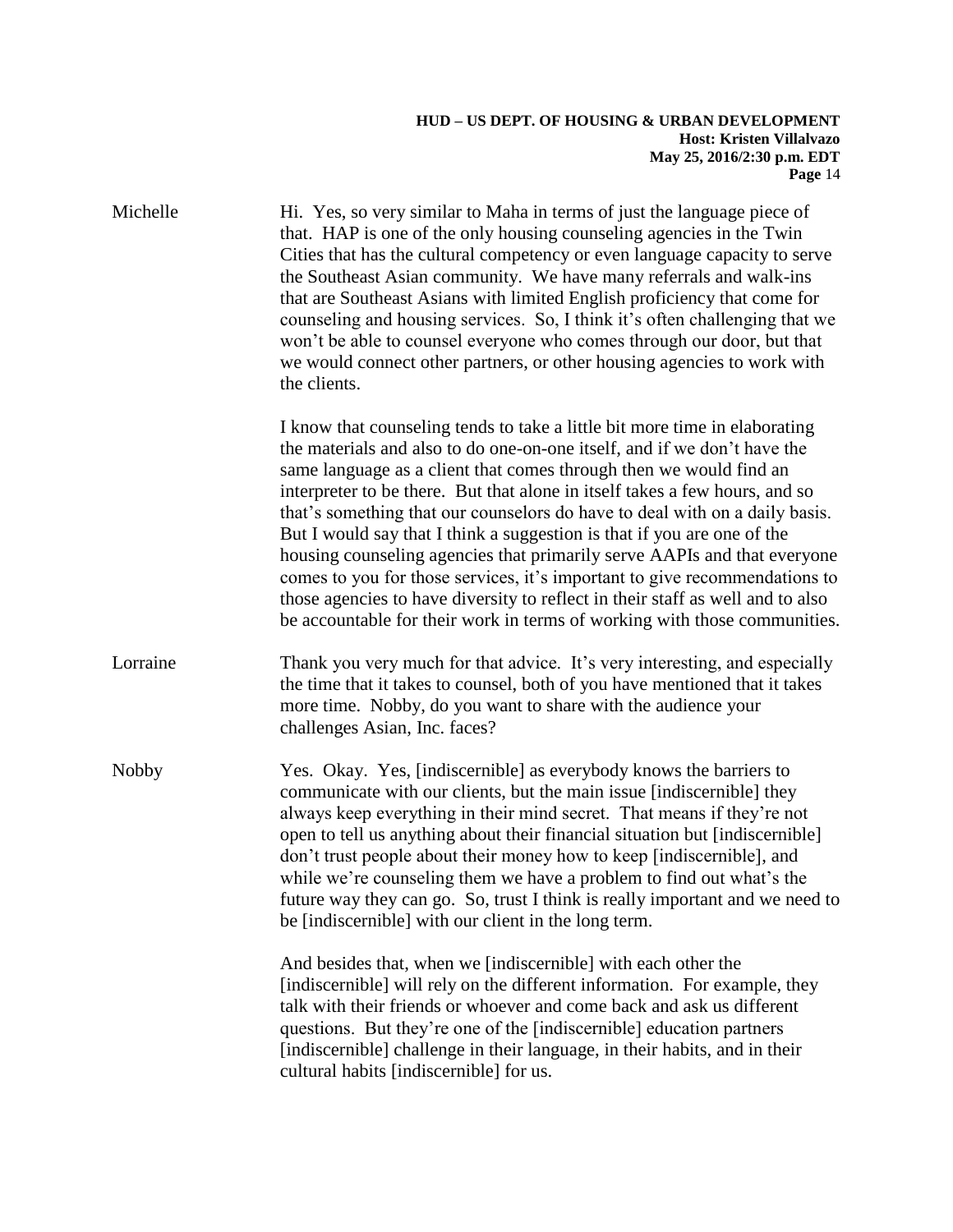**Michelle** Hi. Yes, so very similar to Maha in terms of just the language piece of that. HAP is one of the only housing counseling agencies in the Twin Cities that has the cultural competency or even language capacity to serve the Southeast Asian community. We have many referrals and walk-ins that are Southeast Asians with limited English proficiency that come for counseling and housing services. So, I think it's often challenging that we won't be able to counsel everyone who comes through our door, but that we would connect other partners, or other housing agencies to work with the clients.

I know that counseling tends to take a little bit more time in elaborating the materials and also to do one-on-one itself, and if we don't have the same language as a client that comes through then we would find an interpreter to be there. But that alone in itself takes a few hours, and so that's something that our counselors do have to deal with on a daily basis. But I would say that I think a suggestion is that if you are one of the housing counseling agencies that primarily serve AAPIs and that everyone comes to you for those services, it's important to give recommendations to those agencies to have diversity to reflect in their staff as well and to also be accountable for their work in terms of working with those communities.

**Lorraine** Thank you very much for that advice. It's very interesting, and especially the time that it takes to counsel, both of you have mentioned that it takes more time. Nobby, do you want to share with the audience your challenges Asian, Inc. faces?

**Nobby** Yes. Okay. Yes, [indiscernible] as everybody knows the barriers to communicate with our clients, but the main issue [indiscernible] they always keep everything in their mind secret. That means if they're not open to tell us anything about their financial situation but [indiscernible] don't trust people about their money how to keep [indiscernible], and while we're counseling them we have a problem to find out what's the future way they can go. So, trust I think is really important and we need to be [indiscernible] with our client in the long term.

And besides that, when we [indiscernible] with each other the [indiscernible] will rely on the different information. For example, they talk with their friends or whoever and come back and ask us different questions. But they're one of the [indiscernible] education partners [indiscernible] challenge in their language, in their habits, and in their cultural habits [indiscernible] for us.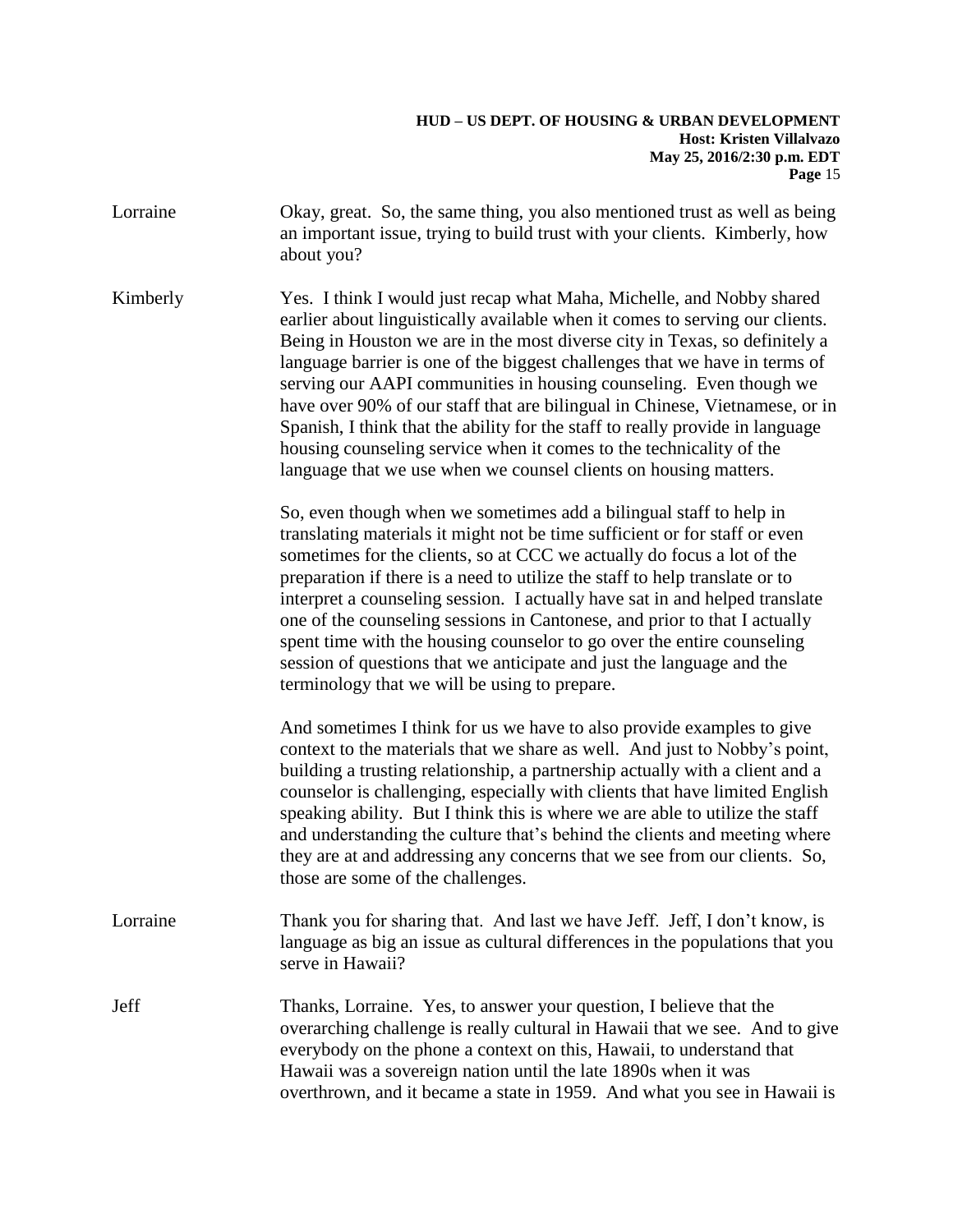**Lorraine** Okay, great. So, the same thing, you also mentioned trust as well as being an important issue, trying to build trust with your clients. Kimberly, how about you?

**Kimberly** Yes. I think I would just recap what Maha, Michelle, and Nobby shared earlier about linguistically available when it comes to serving our clients. Being in Houston we are in the most diverse city in Texas, so definitely a language barrier is one of the biggest challenges that we have in terms of serving our AAPI communities in housing counseling. Even though we have over 90% of our staff that are bilingual in Chinese, Vietnamese, or in Spanish, I think that the ability for the staff to really provide in language housing counseling service when it comes to the technicality of the language that we use when we counsel clients on housing matters.

So, even though when we sometimes add a bilingual staff to help in translating materials it might not be time sufficient or for staff or even sometimes for the clients, so at CCC we actually do focus a lot of the preparation if there is a need to utilize the staff to help translate or to interpret a counseling session. I actually have sat in and helped translate one of the counseling sessions in Cantonese, and prior to that I actually spent time with the housing counselor to go over the entire counseling session of questions that we anticipate and just the language and the terminology that we will be using to prepare.

And sometimes I think for us we have to also provide examples to give context to the materials that we share as well. And just to Nobby's point, building a trusting relationship, a partnership actually with a client and a counselor is challenging, especially with clients that have limited English speaking ability. But I think this is where we are able to utilize the staff and understanding the culture that's behind the clients and meeting where they are at and addressing any concerns that we see from our clients. So, those are some of the challenges.

**Lorraine** Thank you for sharing that. And last we have Jeff. Jeff, I don't know, is language as big an issue as cultural differences in the populations that you serve in Hawaii?

**Jeff** Thanks, Lorraine. Yes, to answer your question, I believe that the overarching challenge is really cultural in Hawaii that we see. And to give everybody on the phone a context on this, Hawaii, to understand that Hawaii was a sovereign nation until the late 1890s when it was overthrown, and it became a state in 1959. And what you see in Hawaii is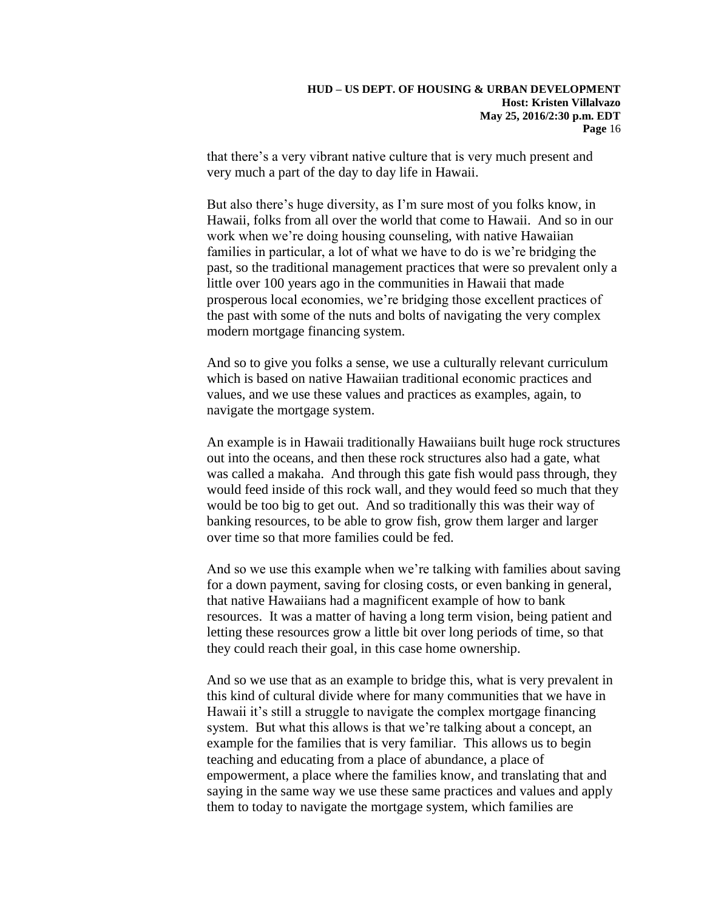that there's a very vibrant native culture that is very much present and very much a part of the day to day life in Hawaii.

But also there's huge diversity, as I'm sure most of you folks know, in Hawaii, folks from all over the world that come to Hawaii. And so in our work when we're doing housing counseling, with native Hawaiian families in particular, a lot of what we have to do is we're bridging the past, so the traditional management practices that were so prevalent only a little over 100 years ago in the communities in Hawaii that made prosperous local economies, we're bridging those excellent practices of the past with some of the nuts and bolts of navigating the very complex modern mortgage financing system.

And so to give you folks a sense, we use a culturally relevant curriculum which is based on native Hawaiian traditional economic practices and values, and we use these values and practices as examples, again, to navigate the mortgage system.

An example is in Hawaii traditionally Hawaiians built huge rock structures out into the oceans, and then these rock structures also had a gate, what was called a makaha. And through this gate fish would pass through, they would feed inside of this rock wall, and they would feed so much that they would be too big to get out. And so traditionally this was their way of banking resources, to be able to grow fish, grow them larger and larger over time so that more families could be fed.

And so we use this example when we're talking with families about saving for a down payment, saving for closing costs, or even banking in general, that native Hawaiians had a magnificent example of how to bank resources. It was a matter of having a long term vision, being patient and letting these resources grow a little bit over long periods of time, so that they could reach their goal, in this case home ownership.

And so we use that as an example to bridge this, what is very prevalent in this kind of cultural divide where for many communities that we have in Hawaii it's still a struggle to navigate the complex mortgage financing system. But what this allows is that we're talking about a concept, an example for the families that is very familiar. This allows us to begin teaching and educating from a place of abundance, a place of empowerment, a place where the families know, and translating that and saying in the same way we use these same practices and values and apply them to today to navigate the mortgage system, which families are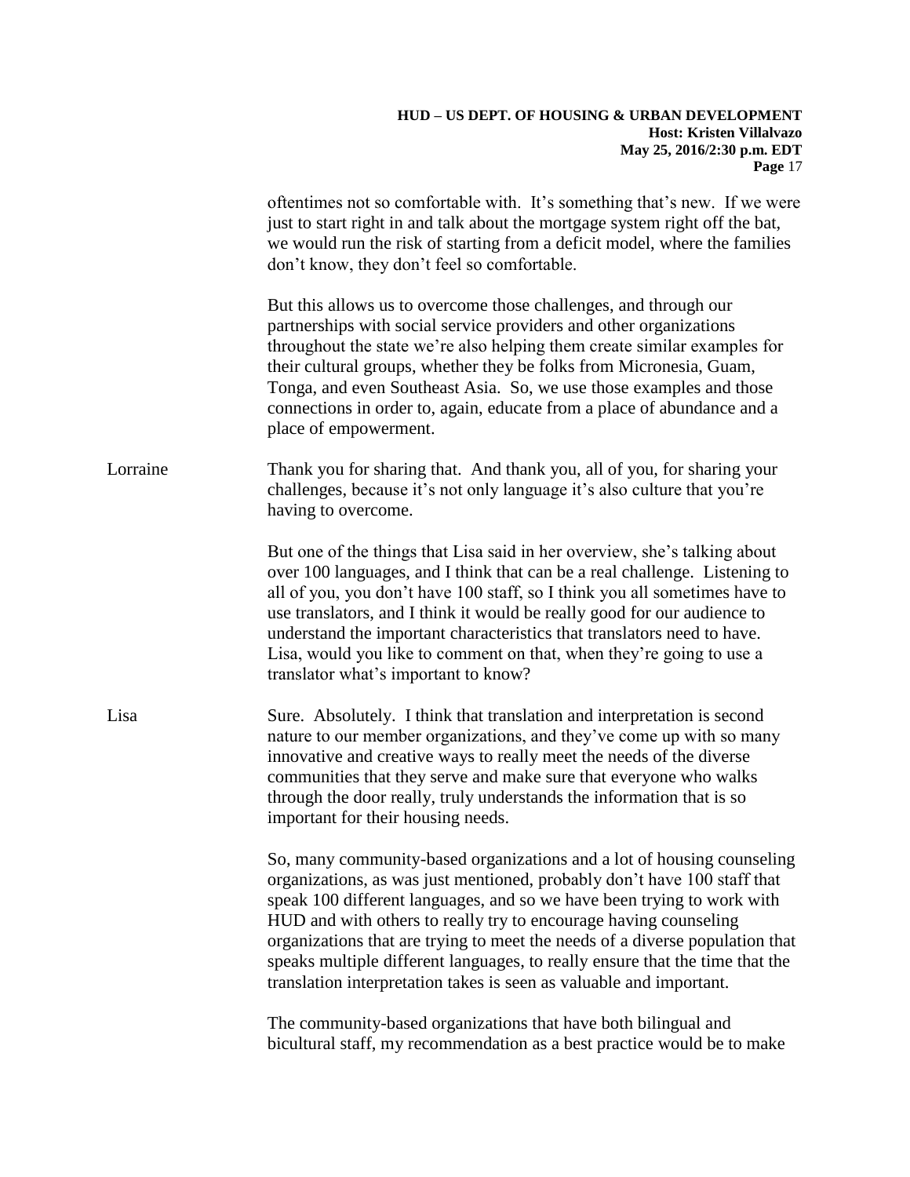oftentimes not so comfortable with. It's something that's new. If we were just to start right in and talk about the mortgage system right off the bat, we would run the risk of starting from a deficit model, where the families don't know, they don't feel so comfortable.

But this allows us to overcome those challenges, and through our partnerships with social service providers and other organizations throughout the state we're also helping them create similar examples for their cultural groups, whether they be folks from Micronesia, Guam, Tonga, and even Southeast Asia. So, we use those examples and those connections in order to, again, educate from a place of abundance and a place of empowerment.

Lorraine: Thank you for sharing that. And thank you, all of you, for sharing your challenges, because it's not only language it's also culture that you're having to overcome.

But one of the things that Lisa said in her overview, she's talking about over 100 languages, and I think that can be a real challenge. Listening to all of you, you don't have 100 staff, so I think you all sometimes have to use translators, and I think it would be really good for our audience to understand the important characteristics that translators need to have. Lisa, would you like to comment on that, when they're going to use a translator what's important to know?

Lisa: Sure. Absolutely. I think that translation and interpretation is second nature to our member organizations, and they've come up with so many innovative and creative ways to really meet the needs of the diverse communities that they serve and make sure that everyone who walks through the door really, truly understands the information that is so important for their housing needs.

So, many community-based organizations and a lot of housing counseling organizations, as was just mentioned, probably don't have 100 staff that speak 100 different languages, and so we have been trying to work with HUD and with others to really try to encourage having counseling organizations that are trying to meet the needs of a diverse population that speaks multiple different languages, to really ensure that the time that the translation interpretation takes is seen as valuable and important.

The community-based organizations that have both bilingual and bicultural staff, my recommendation as a best practice would be to make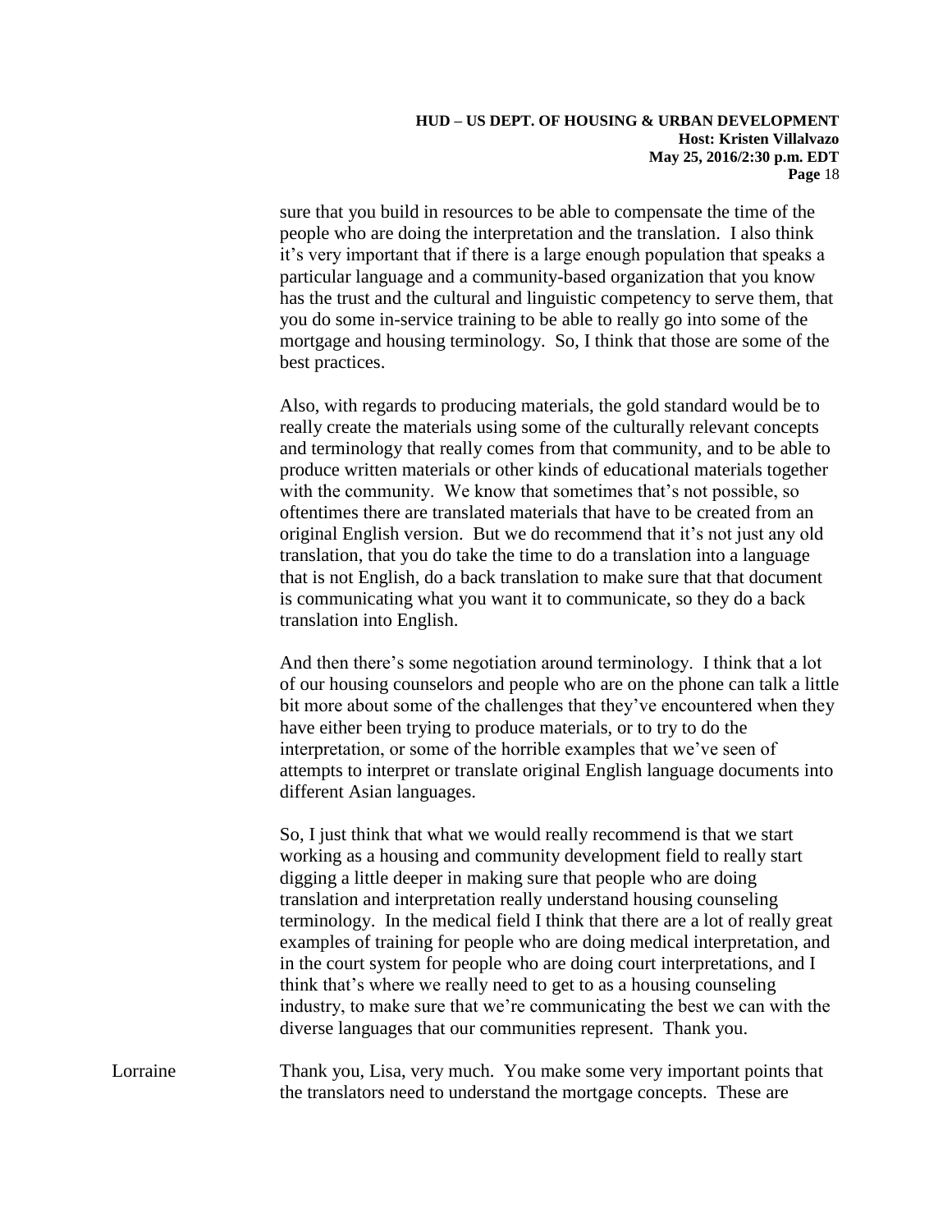sure that you build in resources to be able to compensate the time of the people who are doing the interpretation and the translation. I also think it's very important that if there is a large enough population that speaks a particular language and a community-based organization that you know has the trust and the cultural and linguistic competency to serve them, that you do some in-service training to be able to really go into some of the mortgage and housing terminology. So, I think that those are some of the best practices.

Also, with regards to producing materials, the gold standard would be to really create the materials using some of the culturally relevant concepts and terminology that really comes from that community, and to be able to produce written materials or other kinds of educational materials together with the community. We know that sometimes that's not possible, so oftentimes there are translated materials that have to be created from an original English version. But we do recommend that it's not just any old translation, that you do take the time to do a translation into a language that is not English, do a back translation to make sure that that document is communicating what you want it to communicate, so they do a back translation into English.

And then there's some negotiation around terminology. I think that a lot of our housing counselors and people who are on the phone can talk a little bit more about some of the challenges that they've encountered when they have either been trying to produce materials, or to try to do the interpretation, or some of the horrible examples that we've seen of attempts to interpret or translate original English language documents into different Asian languages.

So, I just think that what we would really recommend is that we start working as a housing and community development field to really start digging a little deeper in making sure that people who are doing translation and interpretation really understand housing counseling terminology. In the medical field I think that there are a lot of really great examples of training for people who are doing medical interpretation, and in the court system for people who are doing court interpretations, and I think that's where we really need to get to as a housing counseling industry, to make sure that we're communicating the best we can with the diverse languages that our communities represent. Thank you.

Lorraine Thank you, Lisa, very much. You make some very important points that the translators need to understand the mortgage concepts. These are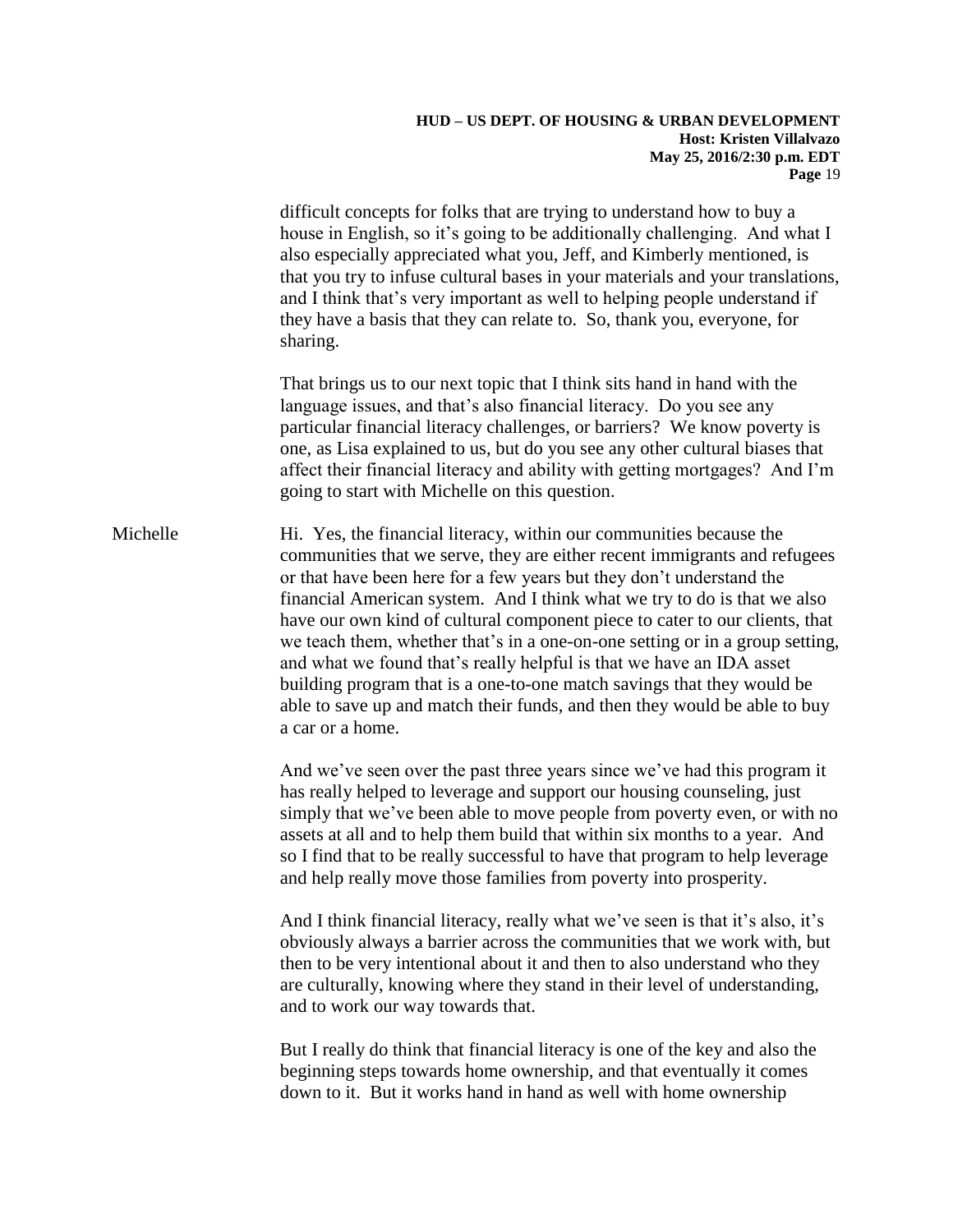difficult concepts for folks that are trying to understand how to buy a house in English, so it's going to be additionally challenging. And what I also especially appreciated what you, Jeff, and Kimberly mentioned, is that you try to infuse cultural bases in your materials and your translations, and I think that's very important as well to helping people understand if they have a basis that they can relate to. So, thank you, everyone, for sharing.

That brings us to our next topic that I think sits hand in hand with the language issues, and that's also financial literacy. Do you see any particular financial literacy challenges, or barriers? We know poverty is one, as Lisa explained to us, but do you see any other cultural biases that affect their financial literacy and ability with getting mortgages? And I'm going to start with Michelle on this question.

Michelle Hi. Yes, the financial literacy, within our communities because the communities that we serve, they are either recent immigrants and refugees or that have been here for a few years but they don't understand the financial American system. And I think what we try to do is that we also have our own kind of cultural component piece to cater to our clients, that we teach them, whether that's in a one-on-one setting or in a group setting, and what we found that's really helpful is that we have an IDA asset building program that is a one-to-one match savings that they would be able to save up and match their funds, and then they would be able to buy a car or a home.

And we've seen over the past three years since we've had this program it has really helped to leverage and support our housing counseling, just simply that we've been able to move people from poverty even, or with no assets at all and to help them build that within six months to a year. And so I find that to be really successful to have that program to help leverage and help really move those families from poverty into prosperity.

And I think financial literacy, really what we've seen is that it's also, it's obviously always a barrier across the communities that we work with, but then to be very intentional about it and then to also understand who they are culturally, knowing where they stand in their level of understanding, and to work our way towards that.

But I really do think that financial literacy is one of the key and also the beginning steps towards home ownership, and that eventually it comes down to it. But it works hand in hand as well with home ownership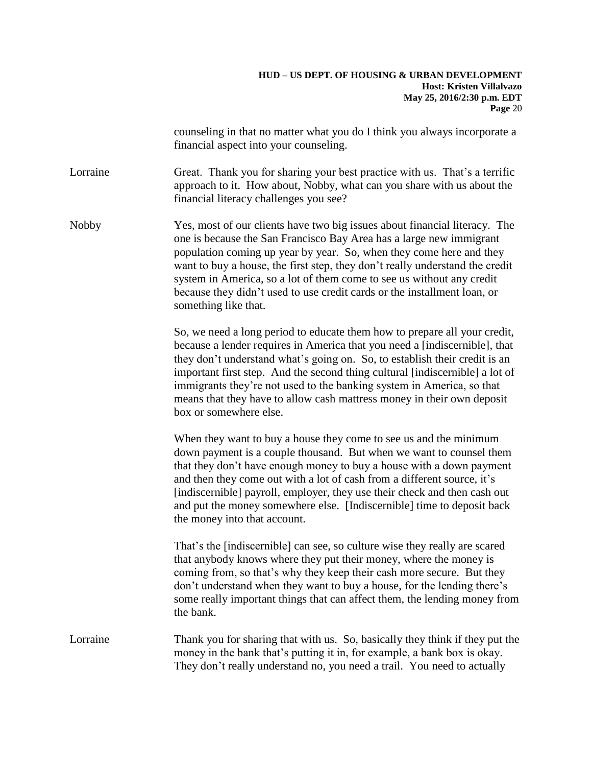counseling in that no matter what you do I think you always incorporate a financial aspect into your counseling.

Lorraine	Great. Thank you for sharing your best practice with us. That's a terrific approach to it. How about, Nobby, what can you share with us about the financial literacy challenges you see?

Nobby	Yes, most of our clients have two big issues about financial literacy. The one is because the San Francisco Bay Area has a large new immigrant population coming up year by year. So, when they come here and they want to buy a house, the first step, they don't really understand the credit system in America, so a lot of them come to see us without any credit because they didn't used to use credit cards or the installment loan, or something like that.

So, we need a long period to educate them how to prepare all your credit, because a lender requires in America that you need a [indiscernible], that they don't understand what's going on. So, to establish their credit is an important first step. And the second thing cultural [indiscernible] a lot of immigrants they're not used to the banking system in America, so that means that they have to allow cash mattress money in their own deposit box or somewhere else.

When they want to buy a house they come to see us and the minimum down payment is a couple thousand. But when we want to counsel them that they don't have enough money to buy a house with a down payment and then they come out with a lot of cash from a different source, it's [indiscernible] payroll, employer, they use their check and then cash out and put the money somewhere else. [Indiscernible] time to deposit back the money into that account.

That's the [indiscernible] can see, so culture wise they really are scared that anybody knows where they put their money, where the money is coming from, so that's why they keep their cash more secure. But they don't understand when they want to buy a house, for the lending there's some really important things that can affect them, the lending money from the bank.

Lorraine	Thank you for sharing that with us. So, basically they think if they put the money in the bank that's putting it in, for example, a bank box is okay. They don't really understand no, you need a trail. You need to actually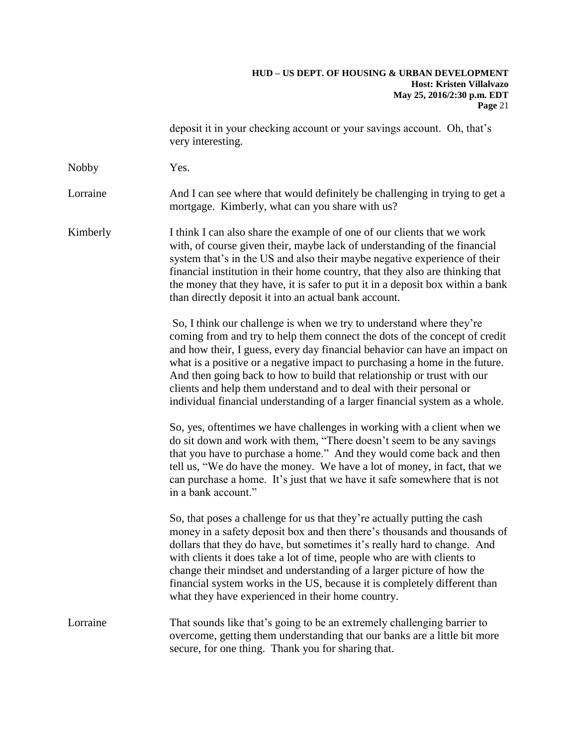deposit it in your checking account or your savings account. Oh, that's very interesting.

**Nobby** Yes.

**Lorraine** And I can see where that would definitely be challenging in trying to get a mortgage. Kimberly, what can you share with us?

**Kimberly** I think I can also share the example of one of our clients that we work with, of course given their, maybe lack of understanding of the financial system that's in the US and also their maybe negative experience of their financial institution in their home country, that they also are thinking that the money that they have, it is safer to put it in a deposit box within a bank than directly deposit it into an actual bank account.

So, I think our challenge is when we try to understand where they're coming from and try to help them connect the dots of the concept of credit and how their, I guess, every day financial behavior can have an impact on what is a positive or a negative impact to purchasing a home in the future. And then going back to how to build that relationship or trust with our clients and help them understand and to deal with their personal or individual financial understanding of a larger financial system as a whole.

So, yes, oftentimes we have challenges in working with a client when we do sit down and work with them, "There doesn't seem to be any savings that you have to purchase a home." And they would come back and then tell us, "We do have the money. We have a lot of money, in fact, that we can purchase a home. It's just that we have it safe somewhere that is not in a bank account."

So, that poses a challenge for us that they're actually putting the cash money in a safety deposit box and then there's thousands and thousands of dollars that they do have, but sometimes it's really hard to change. And with clients it does take a lot of time, people who are with clients to change their mindset and understanding of a larger picture of how the financial system works in the US, because it is completely different than what they have experienced in their home country.

**Lorraine** That sounds like that's going to be an extremely challenging barrier to overcome, getting them understanding that our banks are a little bit more secure, for one thing. Thank you for sharing that.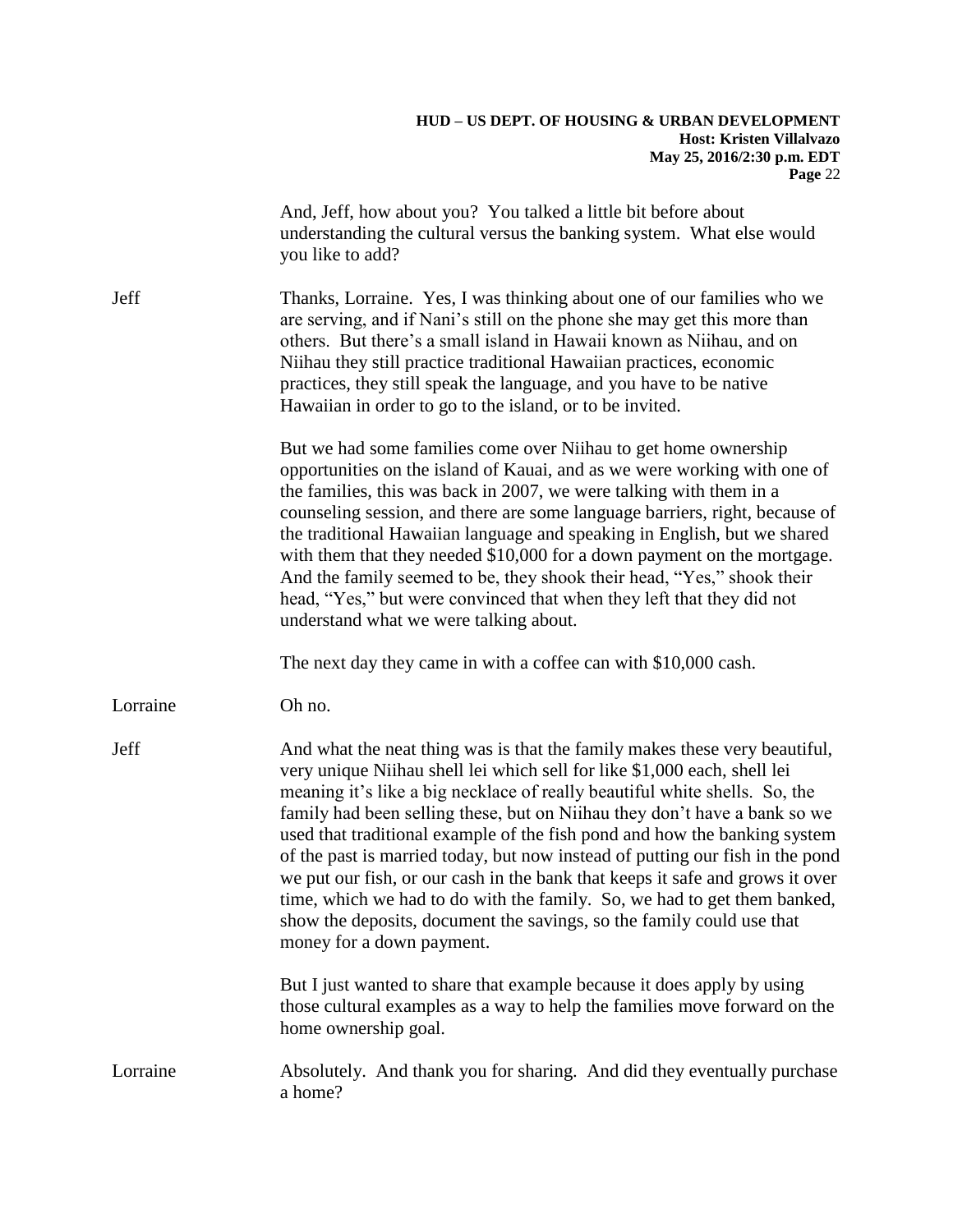And, Jeff, how about you? You talked a little bit before about understanding the cultural versus the banking system. What else would you like to add?

Jeff: Thanks, Lorraine. Yes, I was thinking about one of our families who we are serving, and if Nani's still on the phone she may get this more than others. But there's a small island in Hawaii known as Niihau, and on Niihau they still practice traditional Hawaiian practices, economic practices, they still speak the language, and you have to be native Hawaiian in order to go to the island, or to be invited.

But we had some families come over Niihau to get home ownership opportunities on the island of Kauai, and as we were working with one of the families, this was back in 2007, we were talking with them in a counseling session, and there are some language barriers, right, because of the traditional Hawaiian language and speaking in English, but we shared with them that they needed $10,000 for a down payment on the mortgage. And the family seemed to be, they shook their head, "Yes," shook their head, "Yes," but were convinced that when they left that they did not understand what we were talking about.

The next day they came in with a coffee can with $10,000 cash.

Lorraine: Oh no.

Jeff: And what the neat thing was is that the family makes these very beautiful, very unique Niihau shell lei which sell for like $1,000 each, shell lei meaning it's like a big necklace of really beautiful white shells. So, the family had been selling these, but on Niihau they don't have a bank so we used that traditional example of the fish pond and how the banking system of the past is married today, but now instead of putting our fish in the pond we put our fish, or our cash in the bank that keeps it safe and grows it over time, which we had to do with the family. So, we had to get them banked, show the deposits, document the savings, so the family could use that money for a down payment.

But I just wanted to share that example because it does apply by using those cultural examples as a way to help the families move forward on the home ownership goal.

Lorraine: Absolutely. And thank you for sharing. And did they eventually purchase a home?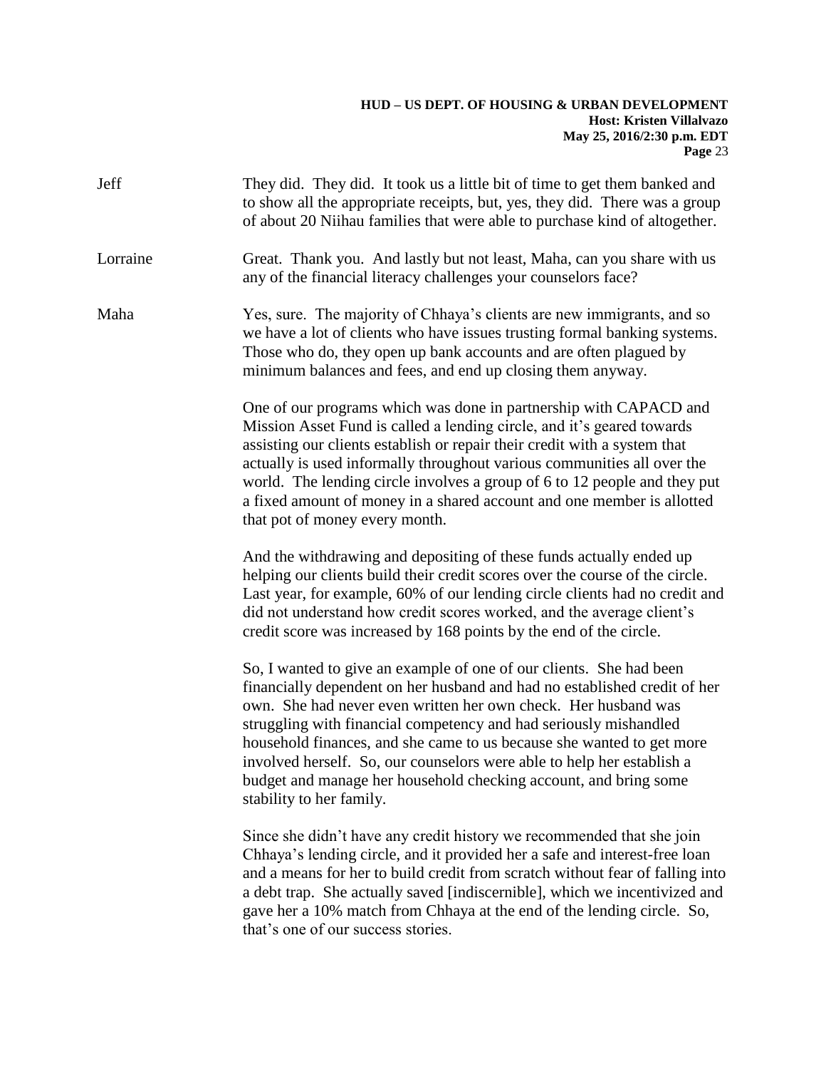**Jeff** They did. They did. It took us a little bit of time to get them banked and to show all the appropriate receipts, but, yes, they did. There was a group of about 20 Niihau families that were able to purchase kind of altogether.

**Lorraine** Great. Thank you. And lastly but not least, Maha, can you share with us any of the financial literacy challenges your counselors face?

**Maha** Yes, sure. The majority of Chhaya's clients are new immigrants, and so we have a lot of clients who have issues trusting formal banking systems. Those who do, they open up bank accounts and are often plagued by minimum balances and fees, and end up closing them anyway.

One of our programs which was done in partnership with CAPACD and Mission Asset Fund is called a lending circle, and it's geared towards assisting our clients establish or repair their credit with a system that actually is used informally throughout various communities all over the world. The lending circle involves a group of 6 to 12 people and they put a fixed amount of money in a shared account and one member is allotted that pot of money every month.

And the withdrawing and depositing of these funds actually ended up helping our clients build their credit scores over the course of the circle. Last year, for example, 60% of our lending circle clients had no credit and did not understand how credit scores worked, and the average client's credit score was increased by 168 points by the end of the circle.

So, I wanted to give an example of one of our clients. She had been financially dependent on her husband and had no established credit of her own. She had never even written her own check. Her husband was struggling with financial competency and had seriously mishandled household finances, and she came to us because she wanted to get more involved herself. So, our counselors were able to help her establish a budget and manage her household checking account, and bring some stability to her family.

Since she didn't have any credit history we recommended that she join Chhaya's lending circle, and it provided her a safe and interest-free loan and a means for her to build credit from scratch without fear of falling into a debt trap. She actually saved [indiscernible], which we incentivized and gave her a 10% match from Chhaya at the end of the lending circle. So, that's one of our success stories.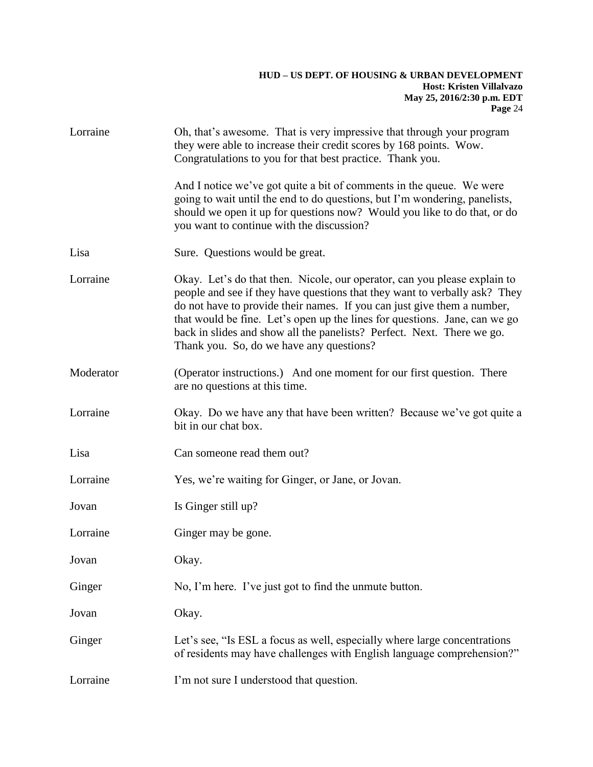Lorraine Oh, that's awesome. That is very impressive that through your program they were able to increase their credit scores by 168 points. Wow. Congratulations to you for that best practice. Thank you.

And I notice we've got quite a bit of comments in the queue. We were going to wait until the end to do questions, but I'm wondering, panelists, should we open it up for questions now? Would you like to do that, or do you want to continue with the discussion?

Lisa Sure. Questions would be great.

Lorraine Okay. Let's do that then. Nicole, our operator, can you please explain to people and see if they have questions that they want to verbally ask? They do not have to provide their names. If you can just give them a number, that would be fine. Let's open up the lines for questions. Jane, can we go back in slides and show all the panelists? Perfect. Next. There we go. Thank you. So, do we have any questions?

Moderator (Operator instructions.) And one moment for our first question. There are no questions at this time.

Lorraine Okay. Do we have any that have been written? Because we've got quite a bit in our chat box.

Lisa Can someone read them out?

Lorraine Yes, we're waiting for Ginger, or Jane, or Jovan.

Jovan Is Ginger still up?

Lorraine Ginger may be gone.

Jovan Okay.

Ginger No, I'm here. I've just got to find the unmute button.

Jovan Okay.

Ginger Let's see, "Is ESL a focus as well, especially where large concentrations of residents may have challenges with English language comprehension?"

Lorraine I'm not sure I understood that question.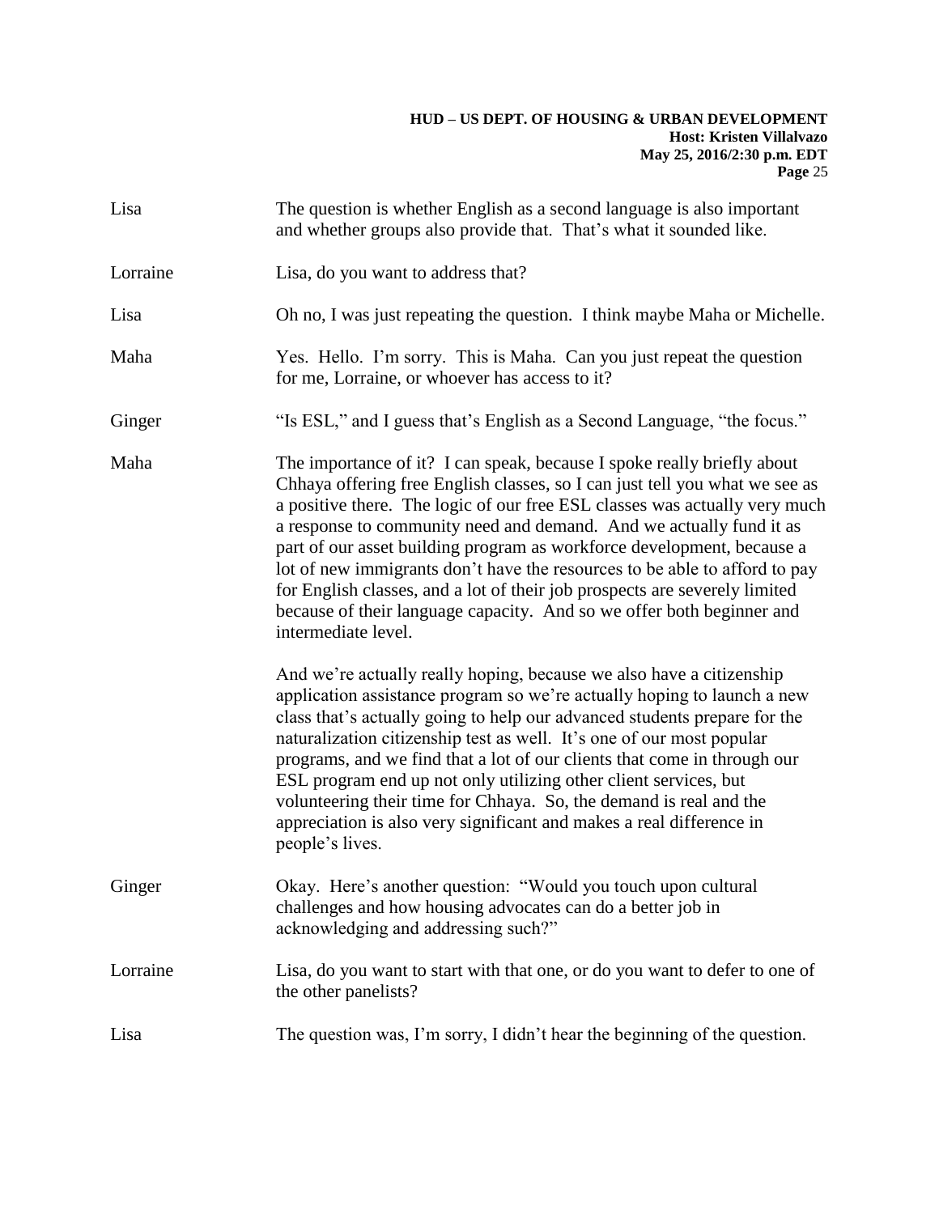Lisa The question is whether English as a second language is also important and whether groups also provide that. That's what it sounded like.

Lorraine Lisa, do you want to address that?

Lisa Oh no, I was just repeating the question. I think maybe Maha or Michelle.

Maha Yes. Hello. I'm sorry. This is Maha. Can you just repeat the question for me, Lorraine, or whoever has access to it?

Ginger "Is ESL," and I guess that's English as a Second Language, "the focus."

Maha The importance of it? I can speak, because I spoke really briefly about Chhaya offering free English classes, so I can just tell you what we see as a positive there. The logic of our free ESL classes was actually very much a response to community need and demand. And we actually fund it as part of our asset building program as workforce development, because a lot of new immigrants don't have the resources to be able to afford to pay for English classes, and a lot of their job prospects are severely limited because of their language capacity. And so we offer both beginner and intermediate level.

And we're actually really hoping, because we also have a citizenship application assistance program so we're actually hoping to launch a new class that's actually going to help our advanced students prepare for the naturalization citizenship test as well. It's one of our most popular programs, and we find that a lot of our clients that come in through our ESL program end up not only utilizing other client services, but volunteering their time for Chhaya. So, the demand is real and the appreciation is also very significant and makes a real difference in people's lives.

Ginger Okay. Here's another question: "Would you touch upon cultural challenges and how housing advocates can do a better job in acknowledging and addressing such?"

Lorraine Lisa, do you want to start with that one, or do you want to defer to one of the other panelists?

Lisa The question was, I'm sorry, I didn't hear the beginning of the question.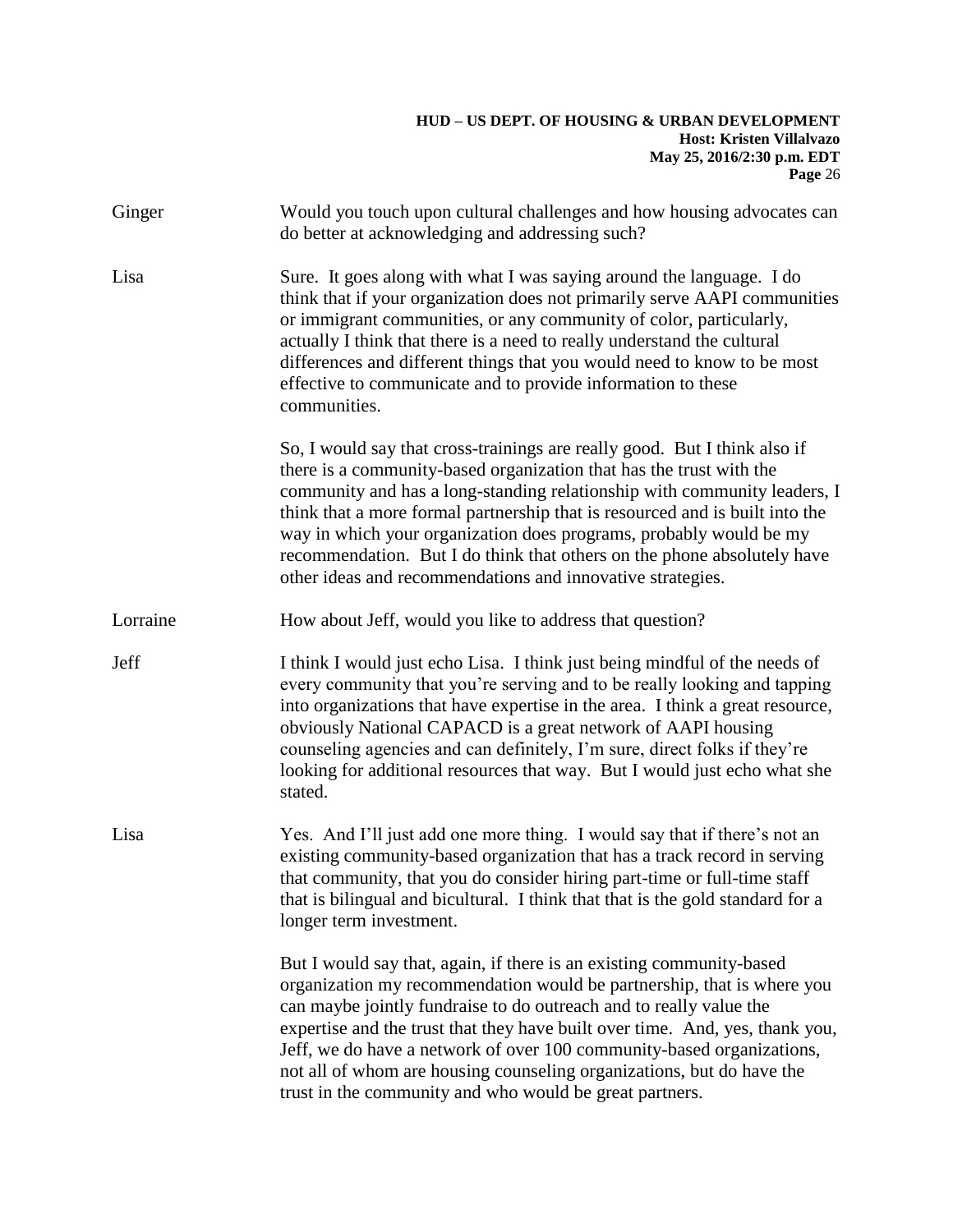Ginger Would you touch upon cultural challenges and how housing advocates can do better at acknowledging and addressing such?

Lisa Sure. It goes along with what I was saying around the language. I do think that if your organization does not primarily serve AAPI communities or immigrant communities, or any community of color, particularly, actually I think that there is a need to really understand the cultural differences and different things that you would need to know to be most effective to communicate and to provide information to these communities.

So, I would say that cross-trainings are really good. But I think also if there is a community-based organization that has the trust with the community and has a long-standing relationship with community leaders, I think that a more formal partnership that is resourced and is built into the way in which your organization does programs, probably would be my recommendation. But I do think that others on the phone absolutely have other ideas and recommendations and innovative strategies.

Lorraine How about Jeff, would you like to address that question?

Jeff I think I would just echo Lisa. I think just being mindful of the needs of every community that you're serving and to be really looking and tapping into organizations that have expertise in the area. I think a great resource, obviously National CAPACD is a great network of AAPI housing counseling agencies and can definitely, I'm sure, direct folks if they're looking for additional resources that way. But I would just echo what she stated.

Lisa Yes. And I'll just add one more thing. I would say that if there's not an existing community-based organization that has a track record in serving that community, that you do consider hiring part-time or full-time staff that is bilingual and bicultural. I think that that is the gold standard for a longer term investment.

But I would say that, again, if there is an existing community-based organization my recommendation would be partnership, that is where you can maybe jointly fundraise to do outreach and to really value the expertise and the trust that they have built over time. And, yes, thank you, Jeff, we do have a network of over 100 community-based organizations, not all of whom are housing counseling organizations, but do have the trust in the community and who would be great partners.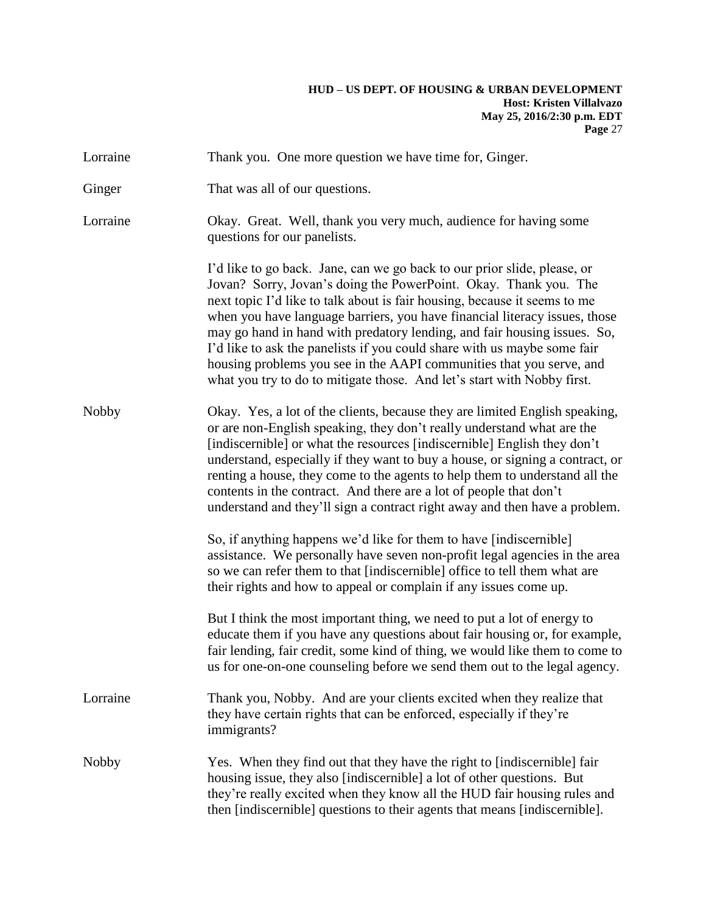Lorraine: Thank you. One more question we have time for, Ginger.

Ginger: That was all of our questions.

Lorraine: Okay. Great. Well, thank you very much, audience for having some questions for our panelists.

I'd like to go back. Jane, can we go back to our prior slide, please, or Jovan? Sorry, Jovan's doing the PowerPoint. Okay. Thank you. The next topic I'd like to talk about is fair housing, because it seems to me when you have language barriers, you have financial literacy issues, those may go hand in hand with predatory lending, and fair housing issues. So, I'd like to ask the panelists if you could share with us maybe some fair housing problems you see in the AAPI communities that you serve, and what you try to do to mitigate those. And let's start with Nobby first.

Nobby: Okay. Yes, a lot of the clients, because they are limited English speaking, or are non-English speaking, they don't really understand what are the [indiscernible] or what the resources [indiscernible] English they don't understand, especially if they want to buy a house, or signing a contract, or renting a house, they come to the agents to help them to understand all the contents in the contract. And there are a lot of people that don't understand and they'll sign a contract right away and then have a problem.

So, if anything happens we'd like for them to have [indiscernible] assistance. We personally have seven non-profit legal agencies in the area so we can refer them to that [indiscernible] office to tell them what are their rights and how to appeal or complain if any issues come up.

But I think the most important thing, we need to put a lot of energy to educate them if you have any questions about fair housing or, for example, fair lending, fair credit, some kind of thing, we would like them to come to us for one-on-one counseling before we send them out to the legal agency.

Lorraine: Thank you, Nobby. And are your clients excited when they realize that they have certain rights that can be enforced, especially if they're immigrants?

Nobby: Yes. When they find out that they have the right to [indiscernible] fair housing issue, they also [indiscernible] a lot of other questions. But they're really excited when they know all the HUD fair housing rules and then [indiscernible] questions to their agents that means [indiscernible].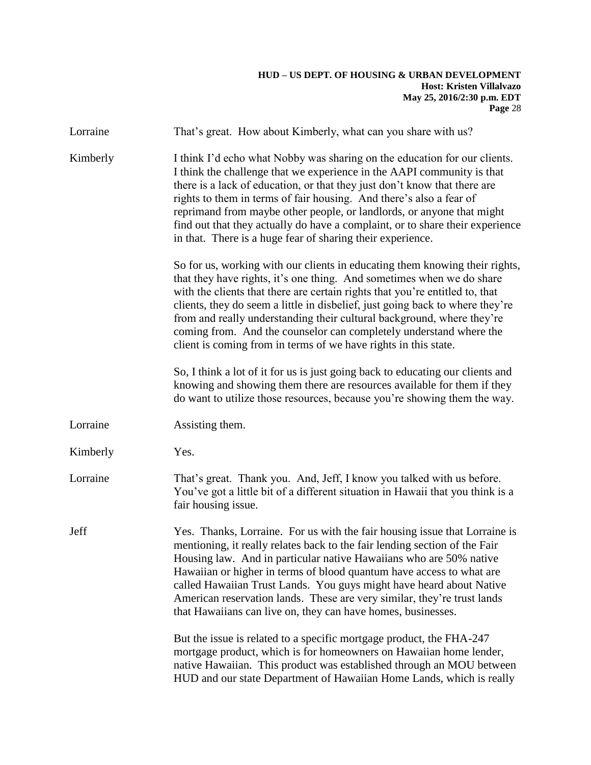Lorraine That's great. How about Kimberly, what can you share with us?

Kimberly I think I'd echo what Nobby was sharing on the education for our clients. I think the challenge that we experience in the AAPI community is that there is a lack of education, or that they just don't know that there are rights to them in terms of fair housing. And there's also a fear of reprimand from maybe other people, or landlords, or anyone that might find out that they actually do have a complaint, or to share their experience in that. There is a huge fear of sharing their experience.

So for us, working with our clients in educating them knowing their rights, that they have rights, it's one thing. And sometimes when we do share with the clients that there are certain rights that you're entitled to, that clients, they do seem a little in disbelief, just going back to where they're from and really understanding their cultural background, where they're coming from. And the counselor can completely understand where the client is coming from in terms of we have rights in this state.

So, I think a lot of it for us is just going back to educating our clients and knowing and showing them there are resources available for them if they do want to utilize those resources, because you're showing them the way.

Lorraine Assisting them.

Kimberly Yes.

Lorraine That's great. Thank you. And, Jeff, I know you talked with us before. You've got a little bit of a different situation in Hawaii that you think is a fair housing issue.

Jeff Yes. Thanks, Lorraine. For us with the fair housing issue that Lorraine is mentioning, it really relates back to the fair lending section of the Fair Housing law. And in particular native Hawaiians who are 50% native Hawaiian or higher in terms of blood quantum have access to what are called Hawaiian Trust Lands. You guys might have heard about Native American reservation lands. These are very similar, they're trust lands that Hawaiians can live on, they can have homes, businesses.

But the issue is related to a specific mortgage product, the FHA-247 mortgage product, which is for homeowners on Hawaiian home lender, native Hawaiian. This product was established through an MOU between HUD and our state Department of Hawaiian Home Lands, which is really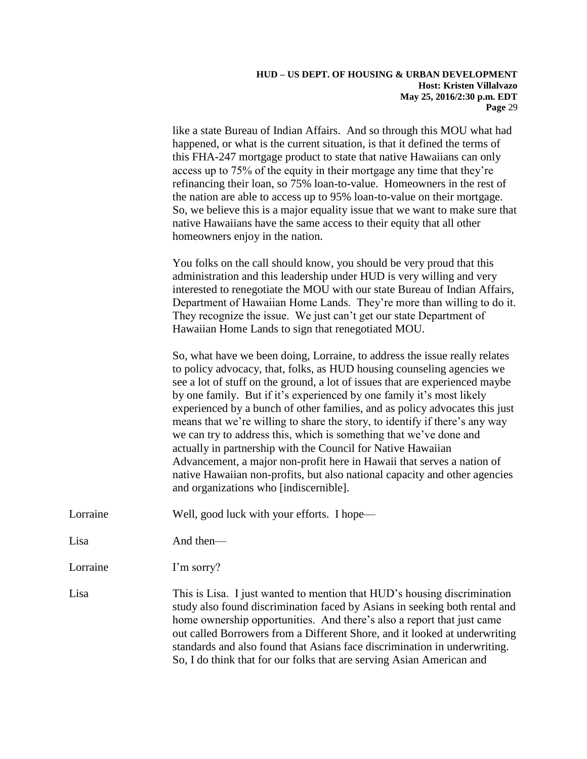like a state Bureau of Indian Affairs. And so through this MOU what had happened, or what is the current situation, is that it defined the terms of this FHA-247 mortgage product to state that native Hawaiians can only access up to 75% of the equity in their mortgage any time that they're refinancing their loan, so 75% loan-to-value. Homeowners in the rest of the nation are able to access up to 95% loan-to-value on their mortgage. So, we believe this is a major equality issue that we want to make sure that native Hawaiians have the same access to their equity that all other homeowners enjoy in the nation.

You folks on the call should know, you should be very proud that this administration and this leadership under HUD is very willing and very interested to renegotiate the MOU with our state Bureau of Indian Affairs, Department of Hawaiian Home Lands. They're more than willing to do it. They recognize the issue. We just can't get our state Department of Hawaiian Home Lands to sign that renegotiated MOU.

So, what have we been doing, Lorraine, to address the issue really relates to policy advocacy, that, folks, as HUD housing counseling agencies we see a lot of stuff on the ground, a lot of issues that are experienced maybe by one family. But if it's experienced by one family it's most likely experienced by a bunch of other families, and as policy advocates this just means that we're willing to share the story, to identify if there's any way we can try to address this, which is something that we've done and actually in partnership with the Council for Native Hawaiian Advancement, a major non-profit here in Hawaii that serves a nation of native Hawaiian non-profits, but also national capacity and other agencies and organizations who [indiscernible].

Lorraine: Well, good luck with your efforts. I hope—

Lisa: And then—

Lorraine: I'm sorry?

Lisa: This is Lisa. I just wanted to mention that HUD's housing discrimination study also found discrimination faced by Asians in seeking both rental and home ownership opportunities. And there's also a report that just came out called Borrowers from a Different Shore, and it looked at underwriting standards and also found that Asians face discrimination in underwriting. So, I do think that for our folks that are serving Asian American and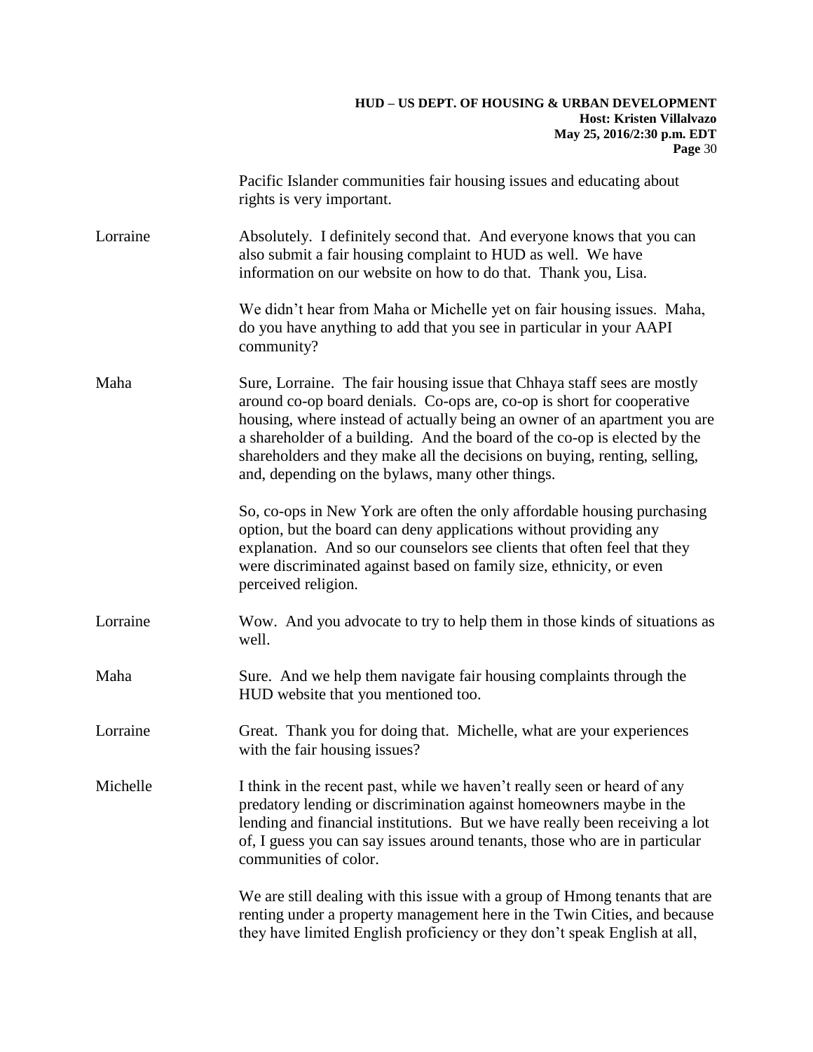Pacific Islander communities fair housing issues and educating about rights is very important.

**Lorraine** Absolutely. I definitely second that. And everyone knows that you can also submit a fair housing complaint to HUD as well. We have information on our website on how to do that. Thank you, Lisa.

We didn't hear from Maha or Michelle yet on fair housing issues. Maha, do you have anything to add that you see in particular in your AAPI community?

**Maha** Sure, Lorraine. The fair housing issue that Chhaya staff sees are mostly around co-op board denials. Co-ops are, co-op is short for cooperative housing, where instead of actually being an owner of an apartment you are a shareholder of a building. And the board of the co-op is elected by the shareholders and they make all the decisions on buying, renting, selling, and, depending on the bylaws, many other things.

So, co-ops in New York are often the only affordable housing purchasing option, but the board can deny applications without providing any explanation. And so our counselors see clients that often feel that they were discriminated against based on family size, ethnicity, or even perceived religion.

**Lorraine** Wow. And you advocate to try to help them in those kinds of situations as well.

**Maha** Sure. And we help them navigate fair housing complaints through the HUD website that you mentioned too.

**Lorraine** Great. Thank you for doing that. Michelle, what are your experiences with the fair housing issues?

**Michelle** I think in the recent past, while we haven't really seen or heard of any predatory lending or discrimination against homeowners maybe in the lending and financial institutions. But we have really been receiving a lot of, I guess you can say issues around tenants, those who are in particular communities of color.

We are still dealing with this issue with a group of Hmong tenants that are renting under a property management here in the Twin Cities, and because they have limited English proficiency or they don't speak English at all,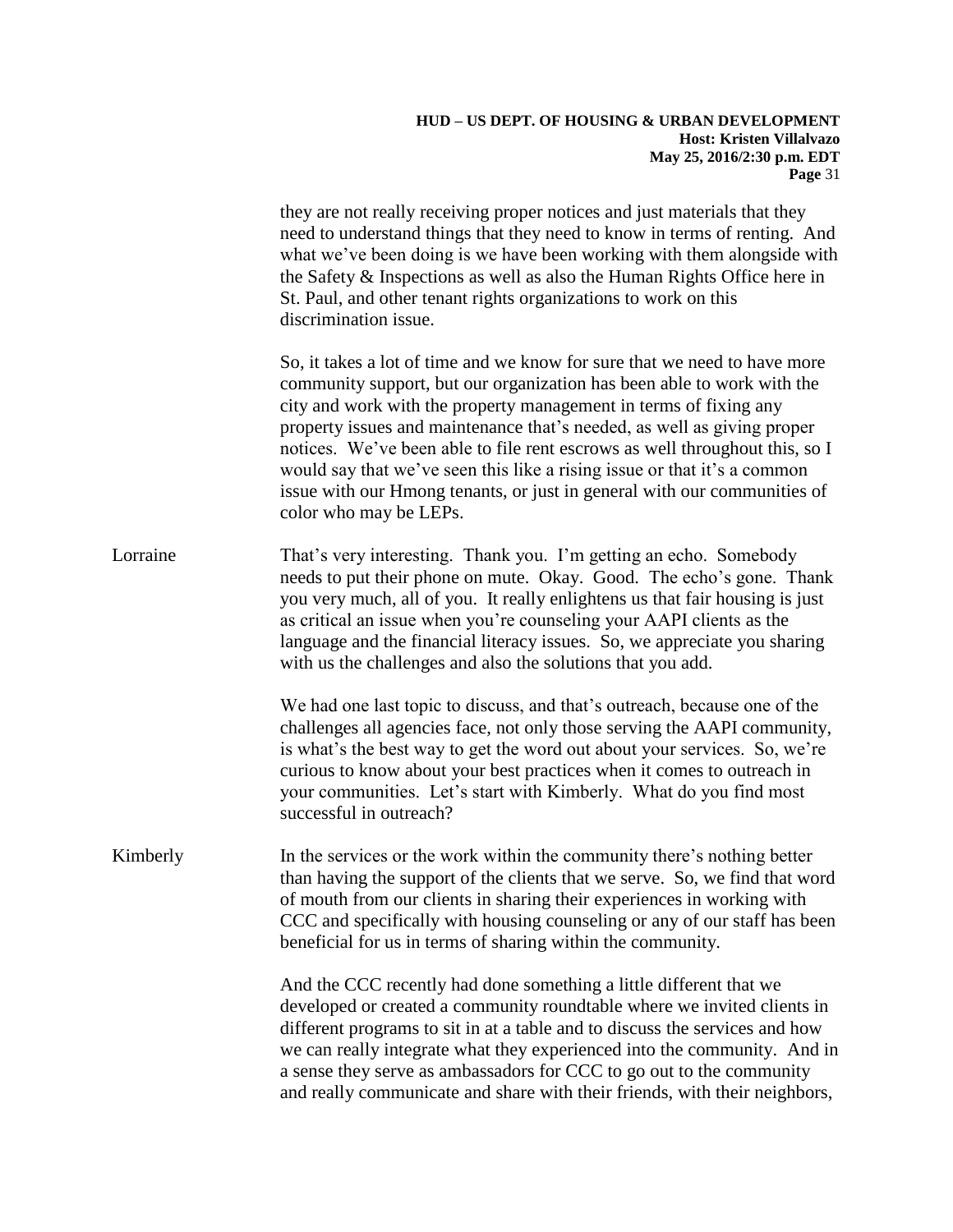they are not really receiving proper notices and just materials that they need to understand things that they need to know in terms of renting. And what we've been doing is we have been working with them alongside with the Safety & Inspections as well as also the Human Rights Office here in St. Paul, and other tenant rights organizations to work on this discrimination issue.

So, it takes a lot of time and we know for sure that we need to have more community support, but our organization has been able to work with the city and work with the property management in terms of fixing any property issues and maintenance that's needed, as well as giving proper notices. We've been able to file rent escrows as well throughout this, so I would say that we've seen this like a rising issue or that it's a common issue with our Hmong tenants, or just in general with our communities of color who may be LEPs.

Lorraine: That's very interesting. Thank you. I'm getting an echo. Somebody needs to put their phone on mute. Okay. Good. The echo's gone. Thank you very much, all of you. It really enlightens us that fair housing is just as critical an issue when you're counseling your AAPI clients as the language and the financial literacy issues. So, we appreciate you sharing with us the challenges and also the solutions that you add.

We had one last topic to discuss, and that's outreach, because one of the challenges all agencies face, not only those serving the AAPI community, is what's the best way to get the word out about your services. So, we're curious to know about your best practices when it comes to outreach in your communities. Let's start with Kimberly. What do you find most successful in outreach?

Kimberly: In the services or the work within the community there's nothing better than having the support of the clients that we serve. So, we find that word of mouth from our clients in sharing their experiences in working with CCC and specifically with housing counseling or any of our staff has been beneficial for us in terms of sharing within the community.

And the CCC recently had done something a little different that we developed or created a community roundtable where we invited clients in different programs to sit in at a table and to discuss the services and how we can really integrate what they experienced into the community. And in a sense they serve as ambassadors for CCC to go out to the community and really communicate and share with their friends, with their neighbors,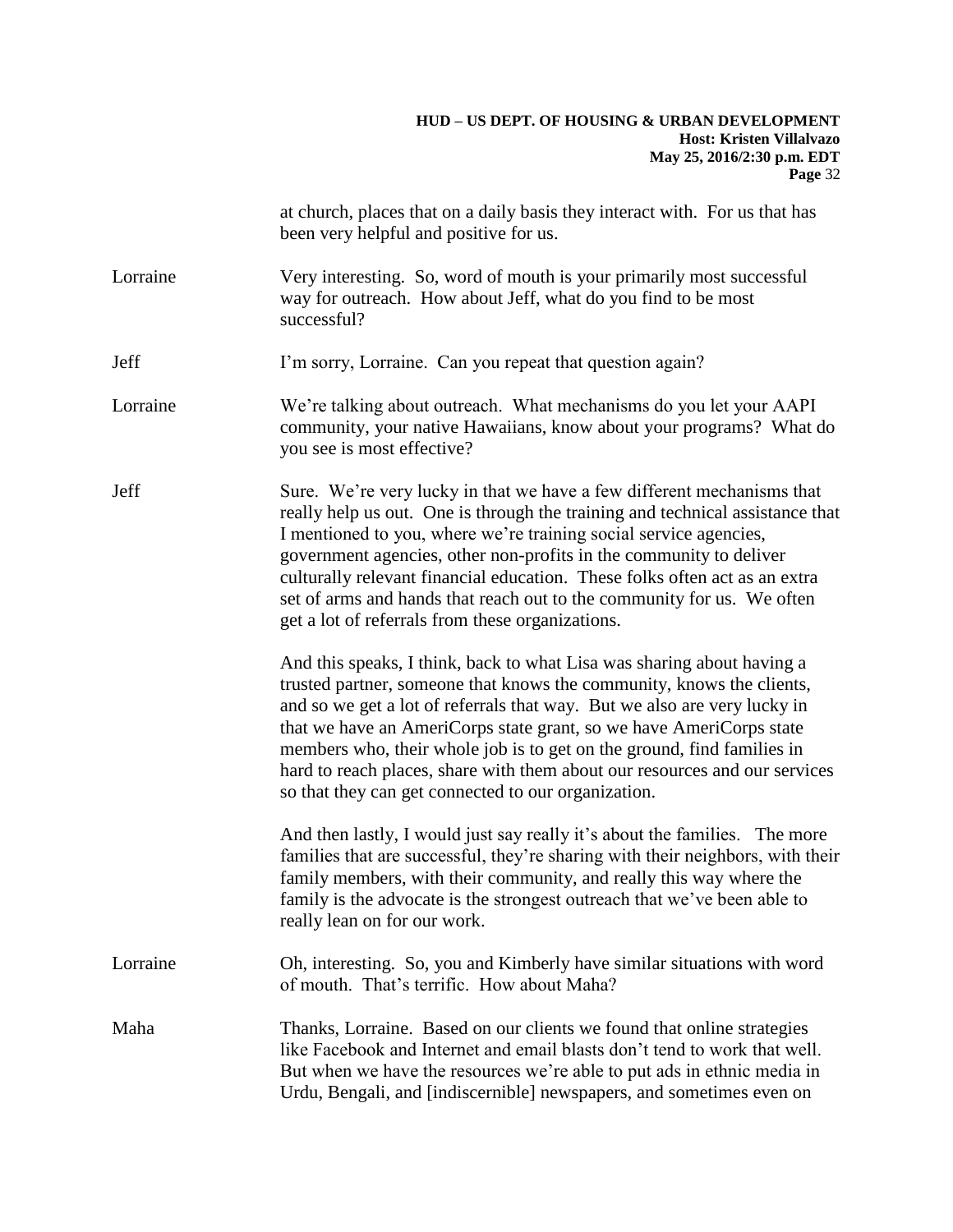at church, places that on a daily basis they interact with. For us that has been very helpful and positive for us.

**Lorraine** Very interesting. So, word of mouth is your primarily most successful way for outreach. How about Jeff, what do you find to be most successful?

**Jeff** I'm sorry, Lorraine. Can you repeat that question again?

**Lorraine** We're talking about outreach. What mechanisms do you let your AAPI community, your native Hawaiians, know about your programs? What do you see is most effective?

**Jeff** Sure. We're very lucky in that we have a few different mechanisms that really help us out. One is through the training and technical assistance that I mentioned to you, where we're training social service agencies, government agencies, other non-profits in the community to deliver culturally relevant financial education. These folks often act as an extra set of arms and hands that reach out to the community for us. We often get a lot of referrals from these organizations.

And this speaks, I think, back to what Lisa was sharing about having a trusted partner, someone that knows the community, knows the clients, and so we get a lot of referrals that way. But we also are very lucky in that we have an AmeriCorps state grant, so we have AmeriCorps state members who, their whole job is to get on the ground, find families in hard to reach places, share with them about our resources and our services so that they can get connected to our organization.

And then lastly, I would just say really it's about the families. The more families that are successful, they're sharing with their neighbors, with their family members, with their community, and really this way where the family is the advocate is the strongest outreach that we've been able to really lean on for our work.

**Lorraine** Oh, interesting. So, you and Kimberly have similar situations with word of mouth. That's terrific. How about Maha?

**Maha** Thanks, Lorraine. Based on our clients we found that online strategies like Facebook and Internet and email blasts don't tend to work that well. But when we have the resources we're able to put ads in ethnic media in Urdu, Bengali, and [indiscernible] newspapers, and sometimes even on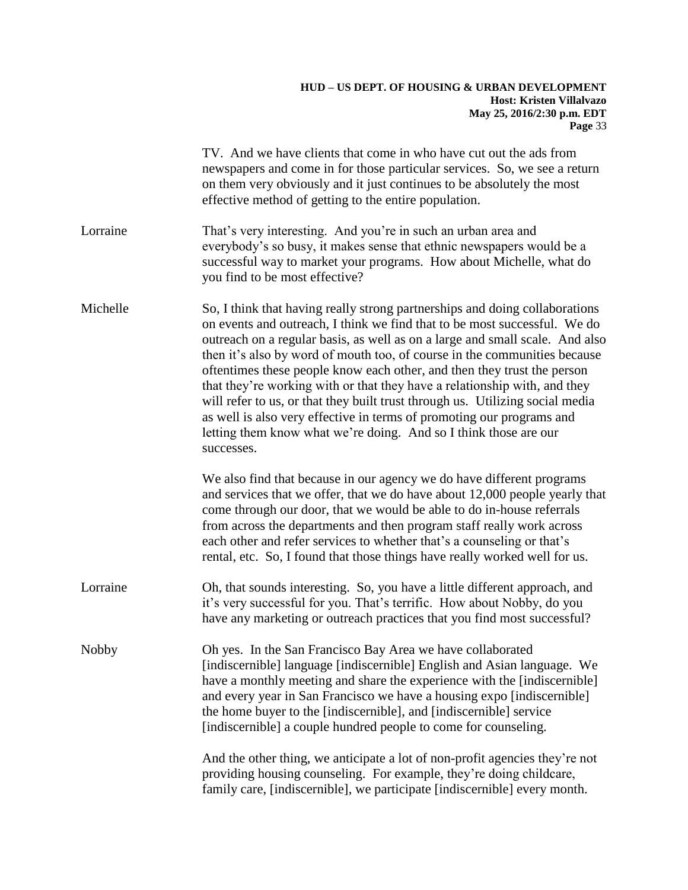TV. And we have clients that come in who have cut out the ads from newspapers and come in for those particular services. So, we see a return on them very obviously and it just continues to be absolutely the most effective method of getting to the entire population.

**Lorraine** That's very interesting. And you're in such an urban area and everybody's so busy, it makes sense that ethnic newspapers would be a successful way to market your programs. How about Michelle, what do you find to be most effective?

**Michelle** So, I think that having really strong partnerships and doing collaborations on events and outreach, I think we find that to be most successful. We do outreach on a regular basis, as well as on a large and small scale. And also then it's also by word of mouth too, of course in the communities because oftentimes these people know each other, and then they trust the person that they're working with or that they have a relationship with, and they will refer to us, or that they built trust through us. Utilizing social media as well is also very effective in terms of promoting our programs and letting them know what we're doing. And so I think those are our successes.

We also find that because in our agency we do have different programs and services that we offer, that we do have about 12,000 people yearly that come through our door, that we would be able to do in-house referrals from across the departments and then program staff really work across each other and refer services to whether that's a counseling or that's rental, etc. So, I found that those things have really worked well for us.

**Lorraine** Oh, that sounds interesting. So, you have a little different approach, and it's very successful for you. That's terrific. How about Nobby, do you have any marketing or outreach practices that you find most successful?

**Nobby** Oh yes. In the San Francisco Bay Area we have collaborated [indiscernible] language [indiscernible] English and Asian language. We have a monthly meeting and share the experience with the [indiscernible] and every year in San Francisco we have a housing expo [indiscernible] the home buyer to the [indiscernible], and [indiscernible] service [indiscernible] a couple hundred people to come for counseling.

And the other thing, we anticipate a lot of non-profit agencies they're not providing housing counseling. For example, they're doing childcare, family care, [indiscernible], we participate [indiscernible] every month.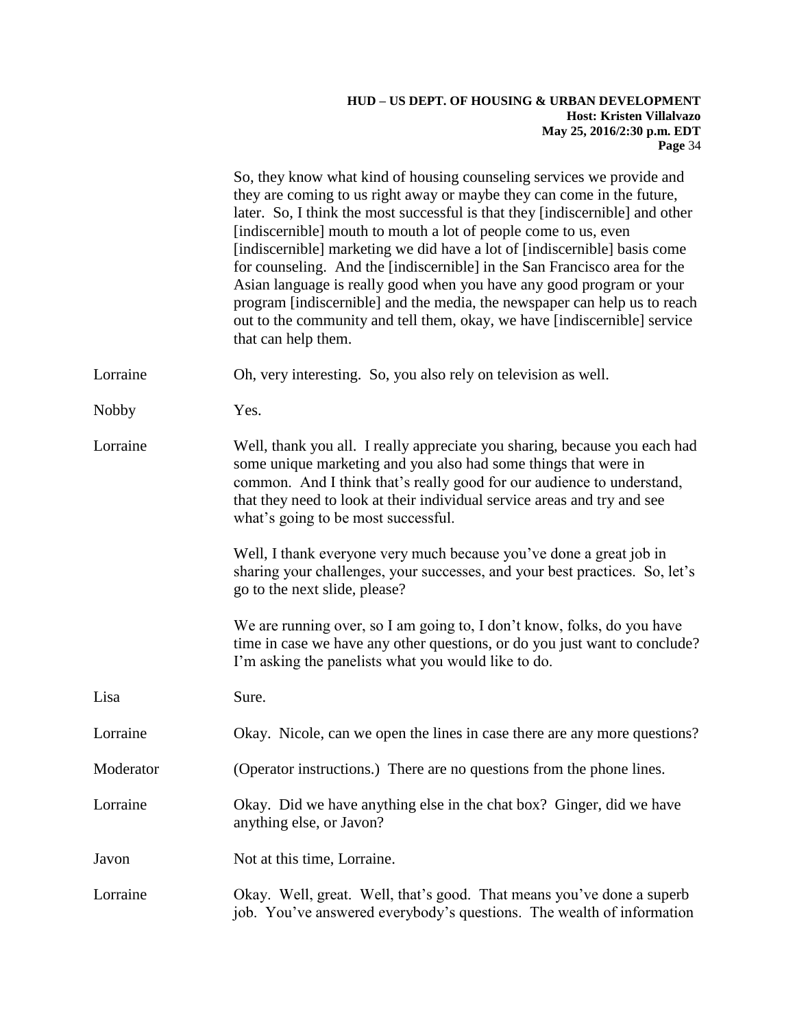So, they know what kind of housing counseling services we provide and they are coming to us right away or maybe they can come in the future, later. So, I think the most successful is that they [indiscernible] and other [indiscernible] mouth to mouth a lot of people come to us, even [indiscernible] marketing we did have a lot of [indiscernible] basis come for counseling. And the [indiscernible] in the San Francisco area for the Asian language is really good when you have any good program or your program [indiscernible] and the media, the newspaper can help us to reach out to the community and tell them, okay, we have [indiscernible] service that can help them.

Lorraine: Oh, very interesting. So, you also rely on television as well.

Nobby: Yes.

Lorraine: Well, thank you all. I really appreciate you sharing, because you each had some unique marketing and you also had some things that were in common. And I think that's really good for our audience to understand, that they need to look at their individual service areas and try and see what's going to be most successful.

Well, I thank everyone very much because you've done a great job in sharing your challenges, your successes, and your best practices. So, let's go to the next slide, please?

We are running over, so I am going to, I don't know, folks, do you have time in case we have any other questions, or do you just want to conclude? I'm asking the panelists what you would like to do.

Lisa: Sure.

Lorraine: Okay. Nicole, can we open the lines in case there are any more questions?

Moderator: (Operator instructions.) There are no questions from the phone lines.

Lorraine: Okay. Did we have anything else in the chat box? Ginger, did we have anything else, or Javon?

Javon: Not at this time, Lorraine.

Lorraine: Okay. Well, great. Well, that's good. That means you've done a superb job. You've answered everybody's questions. The wealth of information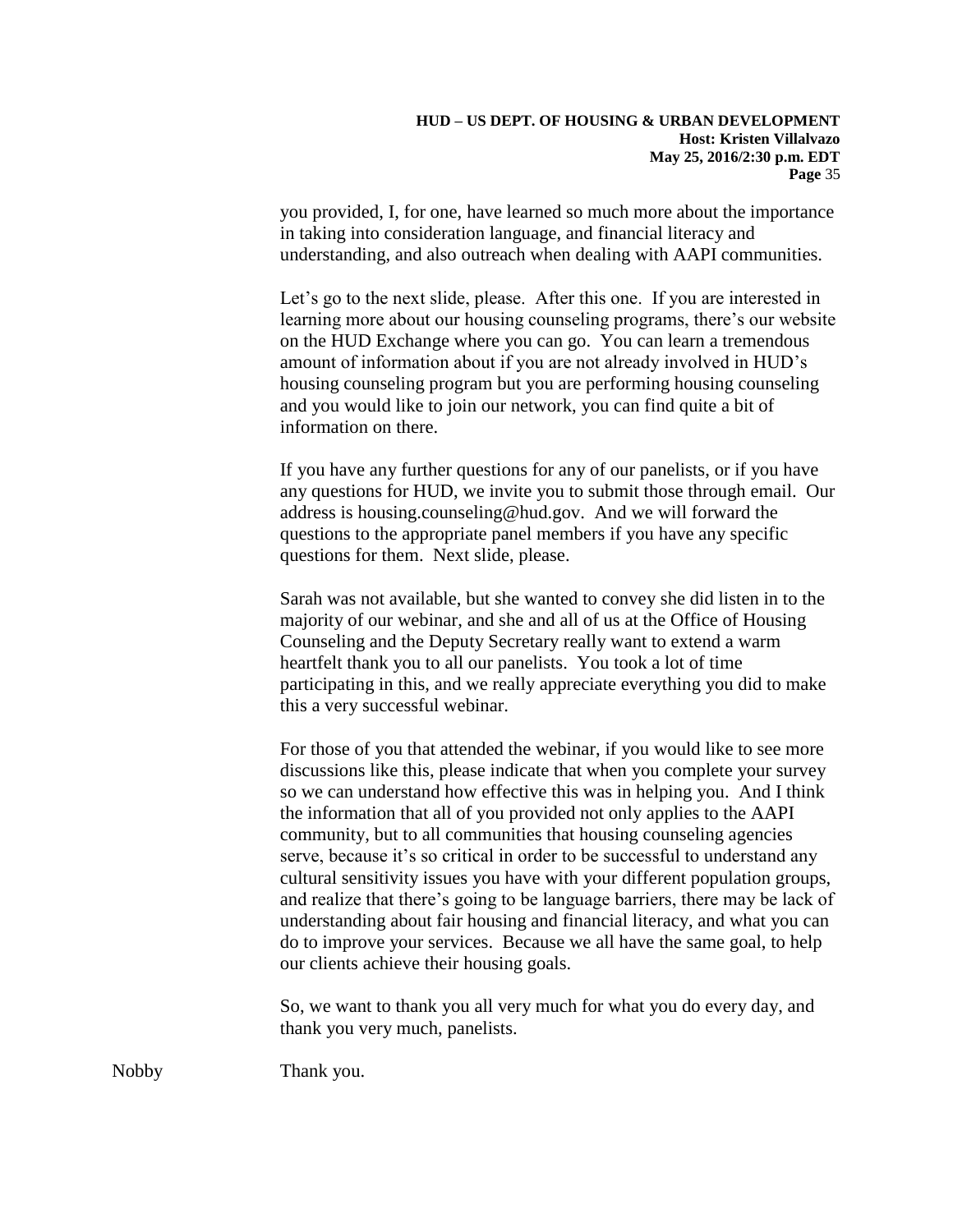you provided, I, for one, have learned so much more about the importance in taking into consideration language, and financial literacy and understanding, and also outreach when dealing with AAPI communities.

Let's go to the next slide, please. After this one. If you are interested in learning more about our housing counseling programs, there's our website on the HUD Exchange where you can go. You can learn a tremendous amount of information about if you are not already involved in HUD's housing counseling program but you are performing housing counseling and you would like to join our network, you can find quite a bit of information on there.

If you have any further questions for any of our panelists, or if you have any questions for HUD, we invite you to submit those through email. Our address is housing.counseling@hud.gov. And we will forward the questions to the appropriate panel members if you have any specific questions for them. Next slide, please.

Sarah was not available, but she wanted to convey she did listen in to the majority of our webinar, and she and all of us at the Office of Housing Counseling and the Deputy Secretary really want to extend a warm heartfelt thank you to all our panelists. You took a lot of time participating in this, and we really appreciate everything you did to make this a very successful webinar.

For those of you that attended the webinar, if you would like to see more discussions like this, please indicate that when you complete your survey so we can understand how effective this was in helping you. And I think the information that all of you provided not only applies to the AAPI community, but to all communities that housing counseling agencies serve, because it's so critical in order to be successful to understand any cultural sensitivity issues you have with your different population groups, and realize that there's going to be language barriers, there may be lack of understanding about fair housing and financial literacy, and what you can do to improve your services. Because we all have the same goal, to help our clients achieve their housing goals.

So, we want to thank you all very much for what you do every day, and thank you very much, panelists.

Nobby Thank you.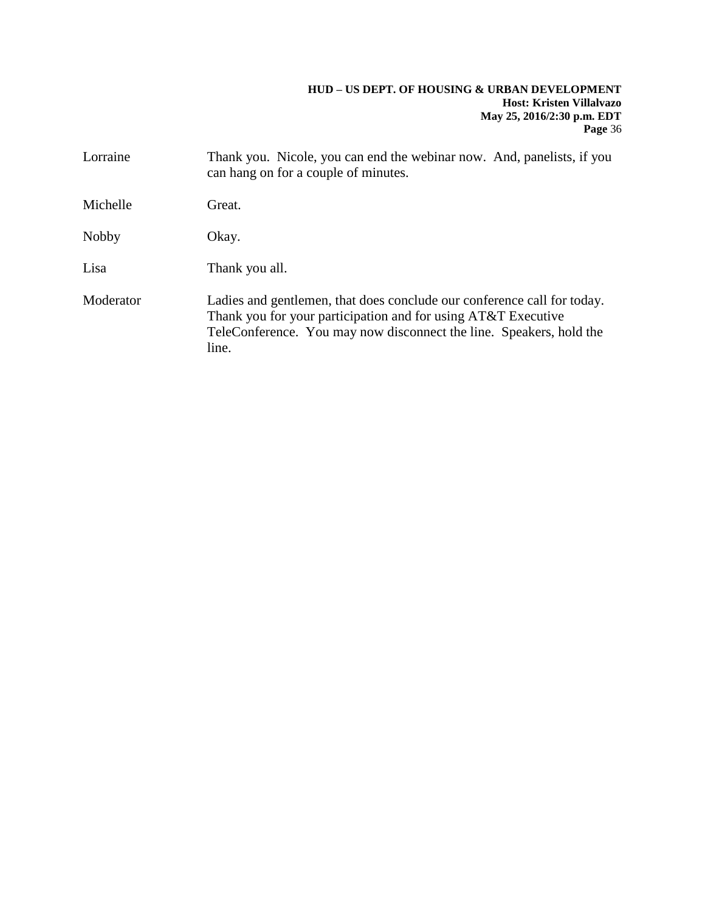Lorraine Thank you. Nicole, you can end the webinar now. And, panelists, if you can hang on for a couple of minutes.

Michelle Great.

Nobby Okay.

Lisa Thank you all.

Moderator Ladies and gentlemen, that does conclude our conference call for today. Thank you for your participation and for using AT&T Executive TeleConference. You may now disconnect the line. Speakers, hold the line.